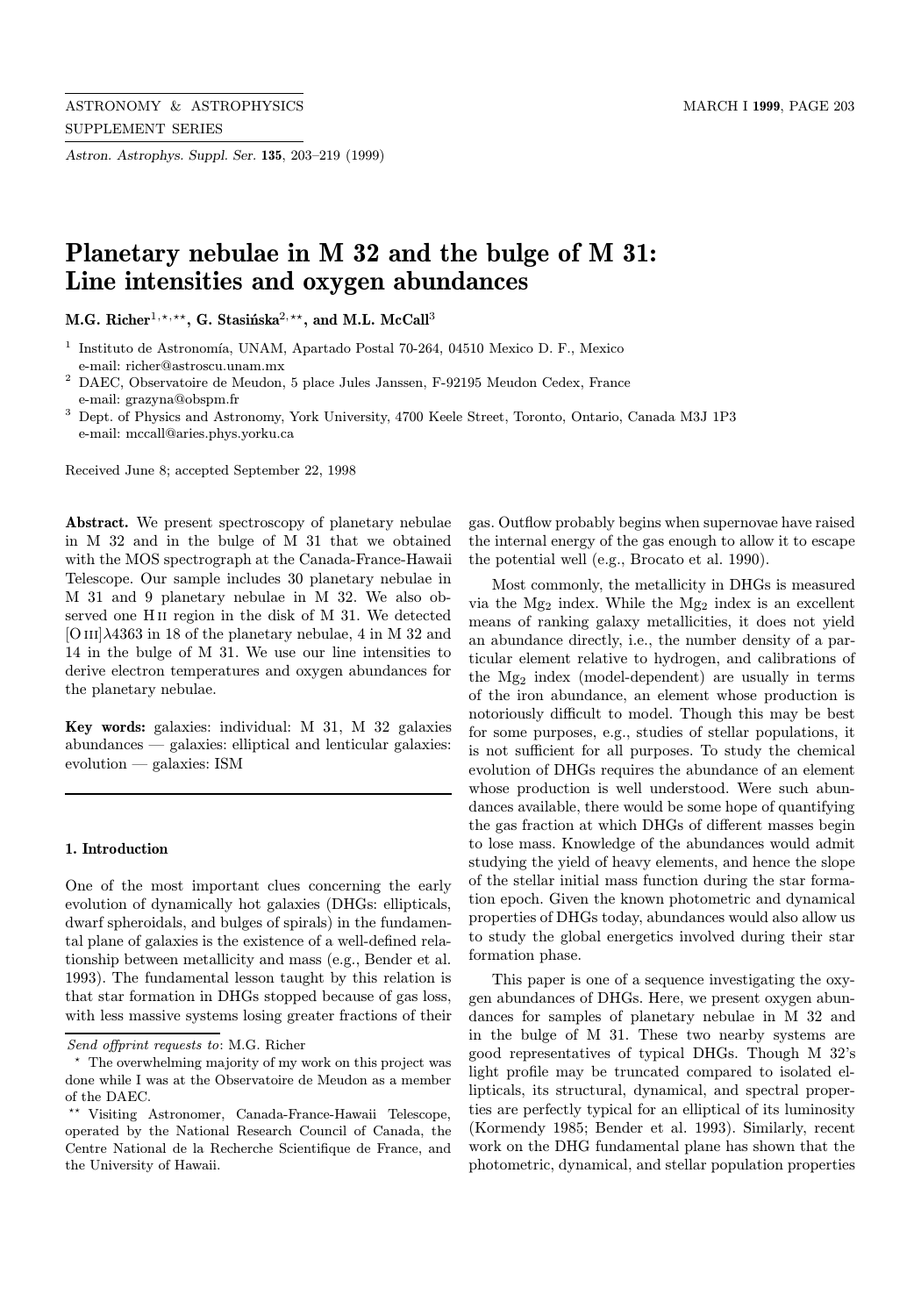# Planetary nebulae in M 32 and the bulge of M 31: Line intensities and oxygen abundances

**M.G. Richer**[1,⋆,⋆⋆], **G. Stasińska**[2,⋆⋆], **and M.L. McCall**[3]

[1] Instituto de Astronomía, UNAM, Apartado Postal 70-264, 04510 Mexico D. F., Mexico
e-mail: richer@astroscu.unam.mx

[2] DAEC, Observatoire de Meudon, 5 place Jules Janssen, F-92195 Meudon Cedex, France
e-mail: grazyna@obspm.fr

[3] Dept. of Physics and Astronomy, York University, 4700 Keele Street, Toronto, Ontario, Canada M3J 1P3
e-mail: mccall@aries.phys.yorku.ca

Received June 8; accepted September 22, 1998

**Abstract.** We present spectroscopy of planetary nebulae in M 32 and in the bulge of M 31 that we obtained with the MOS spectrograph at the Canada-France-Hawaii Telescope. Our sample includes 30 planetary nebulae in M 31 and 9 planetary nebulae in M 32. We also observed one H II region in the disk of M 31. We detected [O III]λ4363 in 18 of the planetary nebulae, 4 in M 32 and 14 in the bulge of M 31. We use our line intensities to derive electron temperatures and oxygen abundances for the planetary nebulae.

**Key words:** galaxies: individual: M 31, M 32 galaxies abundances — galaxies: elliptical and lenticular galaxies: evolution — galaxies: ISM

## 1. Introduction

One of the most important clues concerning the early evolution of dynamically hot galaxies (DHGs: ellipticals, dwarf spheroidals, and bulges of spirals) in the fundamental plane of galaxies is the existence of a well-defined relationship between metallicity and mass (e.g., Bender et al. 1993). The fundamental lesson taught by this relation is that star formation in DHGs stopped because of gas loss, with less massive systems losing greater fractions of their gas. Outflow probably begins when supernovae have raised the internal energy of the gas enough to allow it to escape the potential well (e.g., Brocato et al. 1990).

Most commonly, the metallicity in DHGs is measured via the $Mg_2$ index. While the $Mg_2$ index is an excellent means of ranking galaxy metallicities, it does not yield an abundance directly, i.e., the number density of a particular element relative to hydrogen, and calibrations of the $Mg_2$ index (model-dependent) are usually in terms of the iron abundance, an element whose production is notoriously difficult to model. Though this may be best for some purposes, e.g., studies of stellar populations, it is not sufficient for all purposes. To study the chemical evolution of DHGs requires the abundance of an element whose production is well understood. Were such abundances available, there would be some hope of quantifying the gas fraction at which DHGs of different masses begin to lose mass. Knowledge of the abundances would admit studying the yield of heavy elements, and hence the slope of the stellar initial mass function during the star formation epoch. Given the known photometric and dynamical properties of DHGs today, abundances would also allow us to study the global energetics involved during their star formation phase.

This paper is one of a sequence investigating the oxygen abundances of DHGs. Here, we present oxygen abundances for samples of planetary nebulae in M 32 and in the bulge of M 31. These two nearby systems are good representatives of typical DHGs. Though M 32's light profile may be truncated compared to isolated ellipticals, its structural, dynamical, and spectral properties are perfectly typical for an elliptical of its luminosity (Kormendy 1985; Bender et al. 1993). Similarly, recent work on the DHG fundamental plane has shown that the photometric, dynamical, and stellar population properties

---

*Send offprint requests to*: M.G. Richer

⋆ The overwhelming majority of my work on this project was done while I was at the Observatoire de Meudon as a member of the DAEC.

⋆⋆ Visiting Astronomer, Canada-France-Hawaii Telescope, operated by the National Research Council of Canada, the Centre National de la Recherche Scientifique de France, and the University of Hawaii.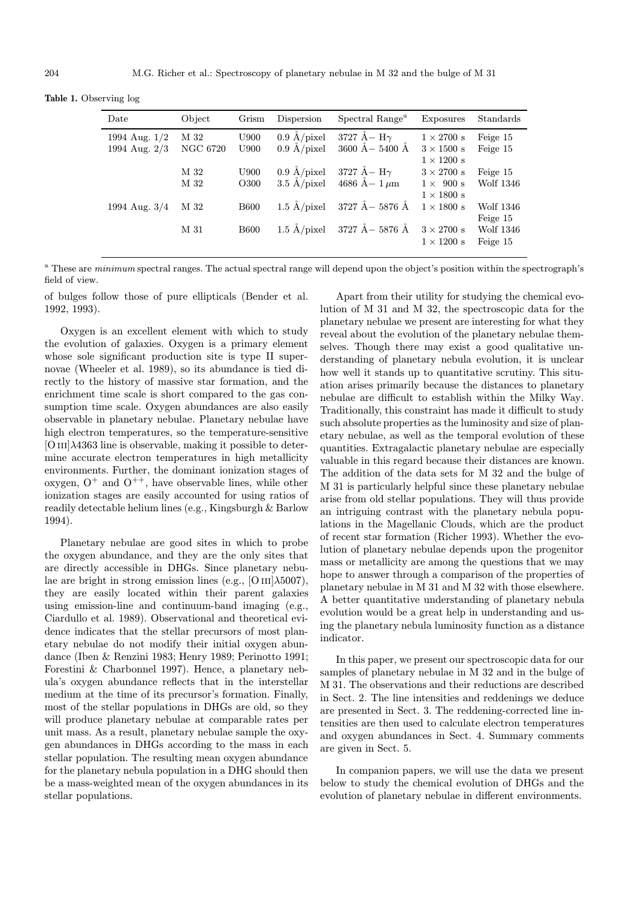**Table 1.** Observing log

| Date | Object | Grism | Dispersion | Spectral Range[a] | Exposures | Standards |
|---|---|---|---|---|---|---|
| 1994 Aug. 1/2 | M 32 | U900 | 0.9 Å/pixel | 3727 Å– Hγ | $1 \times 2700$ s | Feige 15 |
| 1994 Aug. 2/3 | NGC 6720 | U900 | 0.9 Å/pixel | 3600 Å– 5400 Å | $3 \times 1500$ s | Feige 15 |
| | | | | | $1 \times 1200$ s | |
| | M 32 | U900 | 0.9 Å/pixel | 3727 Å– Hγ | $3 \times 2700$ s | Feige 15 |
| | M 32 | O300 | 3.5 Å/pixel | 4686 Å– 1 μm | $1 \times 900$ s | Wolf 1346 |
| | | | | | $1 \times 1800$ s | |
| 1994 Aug. 3/4 | M 32 | B600 | 1.5 Å/pixel | 3727 Å– 5876 Å | $1 \times 1800$ s | Wolf 1346 |
| | | | | | | Feige 15 |
| | M 31 | B600 | 1.5 Å/pixel | 3727 Å– 5876 Å | $3 \times 2700$ s | Wolf 1346 |
| | | | | | $1 \times 1200$ s | Feige 15 |

[a] These are *minimum* spectral ranges. The actual spectral range will depend upon the object's position within the spectrograph's field of view.

of bulges follow those of pure ellipticals (Bender et al. 1992, 1993).

Oxygen is an excellent element with which to study the evolution of galaxies. Oxygen is a primary element whose sole significant production site is type II supernovae (Wheeler et al. 1989), so its abundance is tied directly to the history of massive star formation, and the enrichment time scale is short compared to the gas consumption time scale. Oxygen abundances are also easily observable in planetary nebulae. Planetary nebulae have high electron temperatures, so the temperature-sensitive [O III]λ4363 line is observable, making it possible to determine accurate electron temperatures in high metallicity environments. Further, the dominant ionization stages of oxygen, $O^+$ and $O^{++}$, have observable lines, while other ionization stages are easily accounted for using ratios of readily detectable helium lines (e.g., Kingsburgh & Barlow 1994).

Planetary nebulae are good sites in which to probe the oxygen abundance, and they are the only sites that are directly accessible in DHGs. Since planetary nebulae are bright in strong emission lines (e.g., [O III]λ5007), they are easily located within their parent galaxies using emission-line and continuum-band imaging (e.g., Ciardullo et al. 1989). Observational and theoretical evidence indicates that the stellar precursors of most planetary nebulae do not modify their initial oxygen abundance (Iben & Renzini 1983; Henry 1989; Perinotto 1991; Forestini & Charbonnel 1997). Hence, a planetary nebula's oxygen abundance reflects that in the interstellar medium at the time of its precursor's formation. Finally, most of the stellar populations in DHGs are old, so they will produce planetary nebulae at comparable rates per unit mass. As a result, planetary nebulae sample the oxygen abundances in DHGs according to the mass in each stellar population. The resulting mean oxygen abundance for the planetary nebula population in a DHG should then be a mass-weighted mean of the oxygen abundances in its stellar populations.

Apart from their utility for studying the chemical evolution of M 31 and M 32, the spectroscopic data for the planetary nebulae we present are interesting for what they reveal about the evolution of the planetary nebulae themselves. Though there may exist a good qualitative understanding of planetary nebula evolution, it is unclear how well it stands up to quantitative scrutiny. This situation arises primarily because the distances to planetary nebulae are difficult to establish within the Milky Way. Traditionally, this constraint has made it difficult to study such absolute properties as the luminosity and size of planetary nebulae, as well as the temporal evolution of these quantities. Extragalactic planetary nebulae are especially valuable in this regard because their distances are known. The addition of the data sets for M 32 and the bulge of M 31 is particularly helpful since these planetary nebulae arise from old stellar populations. They will thus provide an intriguing contrast with the planetary nebula populations in the Magellanic Clouds, which are the product of recent star formation (Richer 1993). Whether the evolution of planetary nebulae depends upon the progenitor mass or metallicity are among the questions that we may hope to answer through a comparison of the properties of planetary nebulae in M 31 and M 32 with those elsewhere. A better quantitative understanding of planetary nebula evolution would be a great help in understanding and using the planetary nebula luminosity function as a distance indicator.

In this paper, we present our spectroscopic data for our samples of planetary nebulae in M 32 and in the bulge of M 31. The observations and their reductions are described in Sect. 2. The line intensities and reddenings we deduce are presented in Sect. 3. The reddening-corrected line intensities are then used to calculate electron temperatures and oxygen abundances in Sect. 4. Summary comments are given in Sect. 5.

In companion papers, we will use the data we present below to study the chemical evolution of DHGs and the evolution of planetary nebulae in different environments.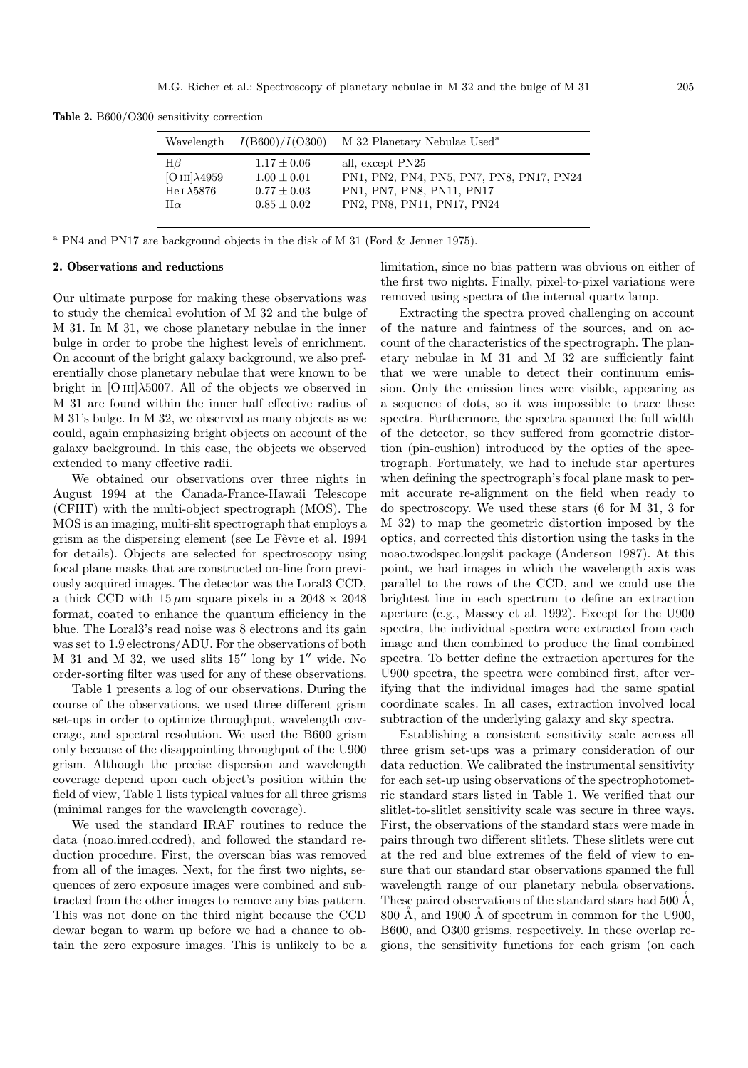**Table 2.** B600/O300 sensitivity correction

| Wavelength | $I(\mathrm{B600})/I(\mathrm{O300})$ | M 32 Planetary Nebulae Used[a] |
| --- | --- | --- |
| Hβ | $1.17 \pm 0.06$ | all, except PN25 |
| [O III]λ4959 | $1.00 \pm 0.01$ | PN1, PN2, PN4, PN5, PN7, PN8, PN17, PN24 |
| He I λ5876 | $0.77 \pm 0.03$ | PN1, PN7, PN8, PN11, PN17 |
| Hα | $0.85 \pm 0.02$ | PN2, PN8, PN11, PN17, PN24 |

[a] PN4 and PN17 are background objects in the disk of M 31 (Ford & Jenner 1975).

## 2. Observations and reductions

Our ultimate purpose for making these observations was to study the chemical evolution of M 32 and the bulge of M 31. In M 31, we chose planetary nebulae in the inner bulge in order to probe the highest levels of enrichment. On account of the bright galaxy background, we also preferentially chose planetary nebulae that were known to be bright in [O III]λ5007. All of the objects we observed in M 31 are found within the inner half effective radius of M 31's bulge. In M 32, we observed as many objects as we could, again emphasizing bright objects on account of the galaxy background. In this case, the objects we observed extended to many effective radii.

We obtained our observations over three nights in August 1994 at the Canada-France-Hawaii Telescope (CFHT) with the multi-object spectrograph (MOS). The MOS is an imaging, multi-slit spectrograph that employs a grism as the dispersing element (see Le Fèvre et al. 1994 for details). Objects are selected for spectroscopy using focal plane masks that are constructed on-line from previously acquired images. The detector was the Loral3 CCD, a thick CCD with 15 μm square pixels in a $2048 \times 2048$ format, coated to enhance the quantum efficiency in the blue. The Loral3's read noise was 8 electrons and its gain was set to 1.9 electrons/ADU. For the observations of both M 31 and M 32, we used slits 15″ long by 1″ wide. No order-sorting filter was used for any of these observations.

Table 1 presents a log of our observations. During the course of the observations, we used three different grism set-ups in order to optimize throughput, wavelength coverage, and spectral resolution. We used the B600 grism only because of the disappointing throughput of the U900 grism. Although the precise dispersion and wavelength coverage depend upon each object's position within the field of view, Table 1 lists typical values for all three grisms (minimal ranges for the wavelength coverage).

We used the standard IRAF routines to reduce the data (noao.imred.ccdred), and followed the standard reduction procedure. First, the overscan bias was removed from all of the images. Next, for the first two nights, sequences of zero exposure images were combined and subtracted from the other images to remove any bias pattern. This was not done on the third night because the CCD dewar began to warm up before we had a chance to obtain the zero exposure images. This is unlikely to be a limitation, since no bias pattern was obvious on either of the first two nights. Finally, pixel-to-pixel variations were removed using spectra of the internal quartz lamp.

Extracting the spectra proved challenging on account of the nature and faintness of the sources, and on account of the characteristics of the spectrograph. The planetary nebulae in M 31 and M 32 are sufficiently faint that we were unable to detect their continuum emission. Only the emission lines were visible, appearing as a sequence of dots, so it was impossible to trace these spectra. Furthermore, the spectra spanned the full width of the detector, so they suffered from geometric distortion (pin-cushion) introduced by the optics of the spectrograph. Fortunately, we had to include star apertures when defining the spectrograph's focal plane mask to permit accurate re-alignment on the field when ready to do spectroscopy. We used these stars (6 for M 31, 3 for M 32) to map the geometric distortion imposed by the optics, and corrected this distortion using the tasks in the noao.twodspec.longslit package (Anderson 1987). At this point, we had images in which the wavelength axis was parallel to the rows of the CCD, and we could use the brightest line in each spectrum to define an extraction aperture (e.g., Massey et al. 1992). Except for the U900 spectra, the individual spectra were extracted from each image and then combined to produce the final combined spectra. To better define the extraction apertures for the U900 spectra, the spectra were combined first, after verifying that the individual images had the same spatial coordinate scales. In all cases, extraction involved local subtraction of the underlying galaxy and sky spectra.

Establishing a consistent sensitivity scale across all three grism set-ups was a primary consideration of our data reduction. We calibrated the instrumental sensitivity for each set-up using observations of the spectrophotometric standard stars listed in Table 1. We verified that our slitlet-to-slitlet sensitivity scale was secure in three ways. First, the observations of the standard stars were made in pairs through two different slitlets. These slitlets were cut at the red and blue extremes of the field of view to ensure that our standard star observations spanned the full wavelength range of our planetary nebula observations. These paired observations of the standard stars had 500 Å, 800 Å, and 1900 Å of spectrum in common for the U900, B600, and O300 grisms, respectively. In these overlap regions, the sensitivity functions for each grism (on each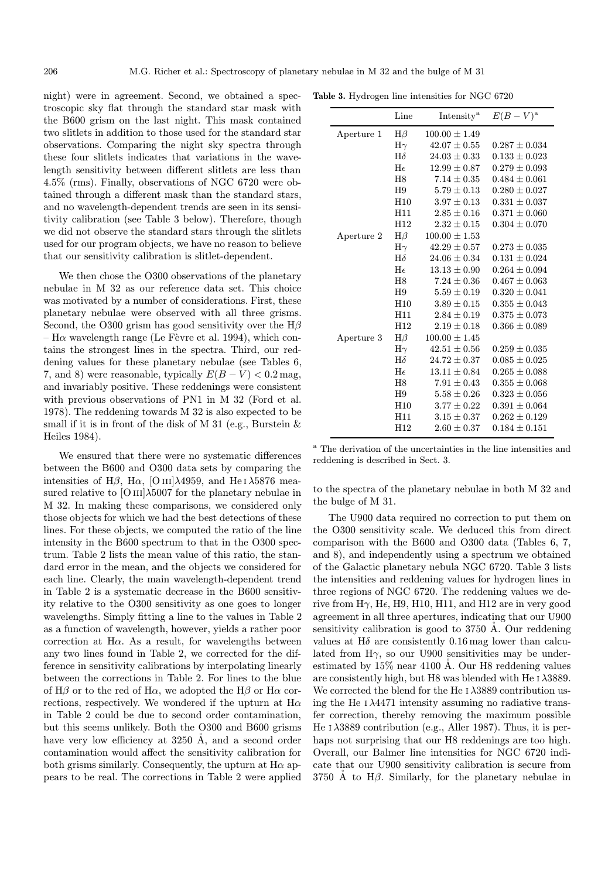night) were in agreement. Second, we obtained a spectroscopic sky flat through the standard star mask with the B600 grism on the last night. This mask contained two slitlets in addition to those used for the standard star observations. Comparing the night sky spectra through these four slitlets indicates that variations in the wavelength sensitivity between different slitlets are less than 4.5% (rms). Finally, observations of NGC 6720 were obtained through a different mask than the standard stars, and no wavelength-dependent trends are seen in its sensitivity calibration (see Table 3 below). Therefore, though we did not observe the standard stars through the slitlets used for our program objects, we have no reason to believe that our sensitivity calibration is slitlet-dependent.

We then chose the O300 observations of the planetary nebulae in M 32 as our reference data set. This choice was motivated by a number of considerations. First, these planetary nebulae were observed with all three grisms. Second, the O300 grism has good sensitivity over the Hβ – Hα wavelength range (Le Fèvre et al. 1994), which contains the strongest lines in the spectra. Third, our reddening values for these planetary nebulae (see Tables 6, 7, and 8) were reasonable, typically $E(B-V) < 0.2$ mag, and invariably positive. These reddenings were consistent with previous observations of PN1 in M 32 (Ford et al. 1978). The reddening towards M 32 is also expected to be small if it is in front of the disk of M 31 (e.g., Burstein & Heiles 1984).

We ensured that there were no systematic differences between the B600 and O300 data sets by comparing the intensities of Hβ, Hα, [O III]λ4959, and He I λ5876 measured relative to [O III]λ5007 for the planetary nebulae in M 32. In making these comparisons, we considered only those objects for which we had the best detections of these lines. For these objects, we computed the ratio of the line intensity in the B600 spectrum to that in the O300 spectrum. Table 2 lists the mean value of this ratio, the standard error in the mean, and the objects we considered for each line. Clearly, the main wavelength-dependent trend in Table 2 is a systematic decrease in the B600 sensitivity relative to the O300 sensitivity as one goes to longer wavelengths. Simply fitting a line to the values in Table 2 as a function of wavelength, however, yields a rather poor correction at Hα. As a result, for wavelengths between any two lines found in Table 2, we corrected for the difference in sensitivity calibrations by interpolating linearly between the corrections in Table 2. For lines to the blue of Hβ or to the red of Hα, we adopted the Hβ or Hα corrections, respectively. We wondered if the upturn at Hα in Table 2 could be due to second order contamination, but this seems unlikely. Both the O300 and B600 grisms have very low efficiency at 3250 Å, and a second order contamination would affect the sensitivity calibration for both grisms similarly. Consequently, the upturn at Hα appears to be real. The corrections in Table 2 were applied to the spectra of the planetary nebulae in both M 32 and the bulge of M 31.

**Table 3.** Hydrogen line intensities for NGC 6720

| | Line | Intensity[a] | $E(B-V)$[a] |
|---|---|---|---|
| Aperture 1 | Hβ | $100.00 \pm 1.49$ | |
| | Hγ | $42.07 \pm 0.55$ | $0.287 \pm 0.034$ |
| | Hδ | $24.03 \pm 0.33$ | $0.133 \pm 0.023$ |
| | Hϵ | $12.99 \pm 0.87$ | $0.279 \pm 0.093$ |
| | H8 | $7.14 \pm 0.35$ | $0.484 \pm 0.061$ |
| | H9 | $5.79 \pm 0.13$ | $0.280 \pm 0.027$ |
| | H10 | $3.97 \pm 0.13$ | $0.331 \pm 0.037$ |
| | H11 | $2.85 \pm 0.16$ | $0.371 \pm 0.060$ |
| | H12 | $2.32 \pm 0.15$ | $0.304 \pm 0.070$ |
| Aperture 2 | Hβ | $100.00 \pm 1.53$ | |
| | Hγ | $42.29 \pm 0.57$ | $0.273 \pm 0.035$ |
| | Hδ | $24.06 \pm 0.34$ | $0.131 \pm 0.024$ |
| | Hϵ | $13.13 \pm 0.90$ | $0.264 \pm 0.094$ |
| | H8 | $7.24 \pm 0.36$ | $0.467 \pm 0.063$ |
| | H9 | $5.59 \pm 0.19$ | $0.320 \pm 0.041$ |
| | H10 | $3.89 \pm 0.15$ | $0.355 \pm 0.043$ |
| | H11 | $2.84 \pm 0.19$ | $0.375 \pm 0.073$ |
| | H12 | $2.19 \pm 0.18$ | $0.366 \pm 0.089$ |
| Aperture 3 | Hβ | $100.00 \pm 1.45$ | |
| | Hγ | $42.51 \pm 0.56$ | $0.259 \pm 0.035$ |
| | Hδ | $24.72 \pm 0.37$ | $0.085 \pm 0.025$ |
| | Hϵ | $13.11 \pm 0.84$ | $0.265 \pm 0.088$ |
| | H8 | $7.91 \pm 0.43$ | $0.355 \pm 0.068$ |
| | H9 | $5.58 \pm 0.26$ | $0.323 \pm 0.056$ |
| | H10 | $3.77 \pm 0.22$ | $0.391 \pm 0.064$ |
| | H11 | $3.15 \pm 0.37$ | $0.262 \pm 0.129$ |
| | H12 | $2.60 \pm 0.37$ | $0.184 \pm 0.151$ |

[a] The derivation of the uncertainties in the line intensities and reddening is described in Sect. 3.

The U900 data required no correction to put them on the O300 sensitivity scale. We deduced this from direct comparison with the B600 and O300 data (Tables 6, 7, and 8), and independently using a spectrum we obtained of the Galactic planetary nebula NGC 6720. Table 3 lists the intensities and reddening values for hydrogen lines in three regions of NGC 6720. The reddening values we derive from Hγ, Hϵ, H9, H10, H11, and H12 are in very good agreement in all three apertures, indicating that our U900 sensitivity calibration is good to 3750 Å. Our reddening values at Hδ are consistently 0.16 mag lower than calculated from Hγ, so our U900 sensitivities may be underestimated by 15% near 4100 Å. Our H8 reddening values are consistently high, but H8 was blended with He I λ3889. We corrected the blend for the He I λ3889 contribution using the He I λ4471 intensity assuming no radiative transfer correction, thereby removing the maximum possible He I λ3889 contribution (e.g., Aller 1987). Thus, it is perhaps not surprising that our H8 reddenings are too high. Overall, our Balmer line intensities for NGC 6720 indicate that our U900 sensitivity calibration is secure from 3750 Å to Hβ. Similarly, for the planetary nebulae in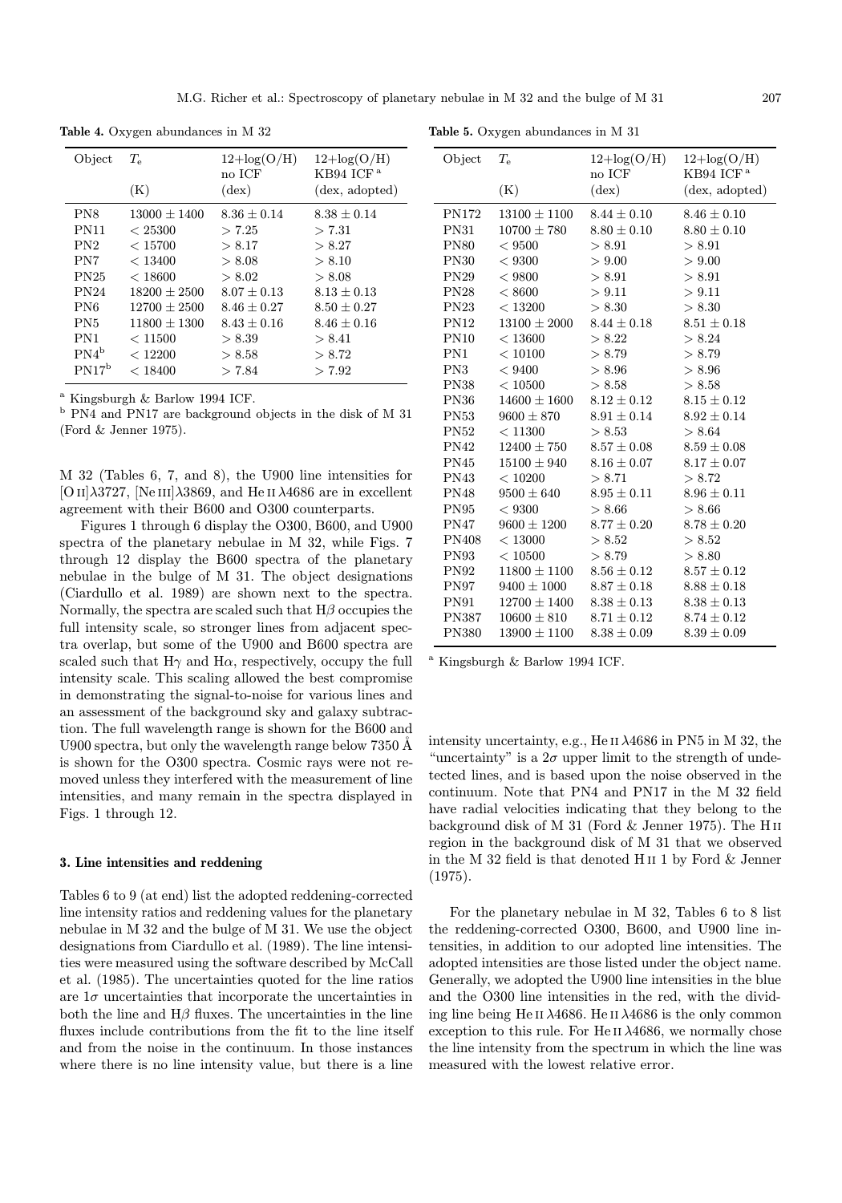**Table 4.** Oxygen abundances in M 32

| Object | $T_e$ (K) | 12+log(O/H) no ICF (dex) | 12+log(O/H) KB94 ICF [a] (dex, adopted) |
|---|---|---|---|
| PN8 | $13000 \pm 1400$ | $8.36 \pm 0.14$ | $8.38 \pm 0.14$ |
| PN11 | $< 25300$ | $> 7.25$ | $> 7.31$ |
| PN2 | $< 15700$ | $> 8.17$ | $> 8.27$ |
| PN7 | $< 13400$ | $> 8.08$ | $> 8.10$ |
| PN25 | $< 18600$ | $> 8.02$ | $> 8.08$ |
| PN24 | $18200 \pm 2500$ | $8.07 \pm 0.13$ | $8.13 \pm 0.13$ |
| PN6 | $12700 \pm 2500$ | $8.46 \pm 0.27$ | $8.50 \pm 0.27$ |
| PN5 | $11800 \pm 1300$ | $8.43 \pm 0.16$ | $8.46 \pm 0.16$ |
| PN1 | $< 11500$ | $> 8.39$ | $> 8.41$ |
| PN4[b] | $< 12200$ | $> 8.58$ | $> 8.72$ |
| PN17[b] | $< 18400$ | $> 7.84$ | $> 7.92$ |

[a] Kingsburgh & Barlow 1994 ICF.
[b] PN4 and PN17 are background objects in the disk of M 31 (Ford & Jenner 1975).

**Table 5.** Oxygen abundances in M 31

| Object | $T_e$ (K) | 12+log(O/H) no ICF (dex) | 12+log(O/H) KB94 ICF [a] (dex, adopted) |
|---|---|---|---|
| PN172 | $13100 \pm 1100$ | $8.44 \pm 0.10$ | $8.46 \pm 0.10$ |
| PN31 | $10700 \pm 780$ | $8.80 \pm 0.10$ | $8.80 \pm 0.10$ |
| PN80 | $< 9500$ | $> 8.91$ | $> 8.91$ |
| PN30 | $< 9300$ | $> 9.00$ | $> 9.00$ |
| PN29 | $< 9800$ | $> 8.91$ | $> 8.91$ |
| PN28 | $< 8600$ | $> 9.11$ | $> 9.11$ |
| PN23 | $< 13200$ | $> 8.30$ | $> 8.30$ |
| PN12 | $13100 \pm 2000$ | $8.44 \pm 0.18$ | $8.51 \pm 0.18$ |
| PN10 | $< 13600$ | $> 8.22$ | $> 8.24$ |
| PN1 | $< 10100$ | $> 8.79$ | $> 8.79$ |
| PN3 | $< 9400$ | $> 8.96$ | $> 8.96$ |
| PN38 | $< 10500$ | $> 8.58$ | $> 8.58$ |
| PN36 | $14600 \pm 1600$ | $8.12 \pm 0.12$ | $8.15 \pm 0.12$ |
| PN53 | $9600 \pm 870$ | $8.91 \pm 0.14$ | $8.92 \pm 0.14$ |
| PN52 | $< 11300$ | $> 8.53$ | $> 8.64$ |
| PN42 | $12400 \pm 750$ | $8.57 \pm 0.08$ | $8.59 \pm 0.08$ |
| PN45 | $15100 \pm 940$ | $8.16 \pm 0.07$ | $8.17 \pm 0.07$ |
| PN43 | $< 10200$ | $> 8.71$ | $> 8.72$ |
| PN48 | $9500 \pm 640$ | $8.95 \pm 0.11$ | $8.96 \pm 0.11$ |
| PN95 | $< 9300$ | $> 8.66$ | $> 8.66$ |
| PN47 | $9600 \pm 1200$ | $8.77 \pm 0.20$ | $8.78 \pm 0.20$ |
| PN408 | $< 13000$ | $> 8.52$ | $> 8.52$ |
| PN93 | $< 10500$ | $> 8.79$ | $> 8.80$ |
| PN92 | $11800 \pm 1100$ | $8.56 \pm 0.12$ | $8.57 \pm 0.12$ |
| PN97 | $9400 \pm 1000$ | $8.87 \pm 0.18$ | $8.88 \pm 0.18$ |
| PN91 | $12700 \pm 1400$ | $8.38 \pm 0.13$ | $8.38 \pm 0.13$ |
| PN387 | $10600 \pm 810$ | $8.71 \pm 0.12$ | $8.74 \pm 0.12$ |
| PN380 | $13900 \pm 1100$ | $8.38 \pm 0.09$ | $8.39 \pm 0.09$ |

[a] Kingsburgh & Barlow 1994 ICF.

M 32 (Tables 6, 7, and 8), the U900 line intensities for [O II]λ3727, [Ne III]λ3869, and He II λ4686 are in excellent agreement with their B600 and O300 counterparts.

Figures 1 through 6 display the O300, B600, and U900 spectra of the planetary nebulae in M 32, while Figs. 7 through 12 display the B600 spectra of the planetary nebulae in the bulge of M 31. The object designations (Ciardullo et al. 1989) are shown next to the spectra. Normally, the spectra are scaled such that Hβ occupies the full intensity scale, so stronger lines from adjacent spectra overlap, but some of the U900 and B600 spectra are scaled such that Hγ and Hα, respectively, occupy the full intensity scale. This scaling allowed the best compromise in demonstrating the signal-to-noise for various lines and an assessment of the background sky and galaxy subtraction. The full wavelength range is shown for the B600 and U900 spectra, but only the wavelength range below 7350 Å is shown for the O300 spectra. Cosmic rays were not removed unless they interfered with the measurement of line intensities, and many remain in the spectra displayed in Figs. 1 through 12.

## 3. Line intensities and reddening

Tables 6 to 9 (at end) list the adopted reddening-corrected line intensity ratios and reddening values for the planetary nebulae in M 32 and the bulge of M 31. We use the object designations from Ciardullo et al. (1989). The line intensities were measured using the software described by McCall et al. (1985). The uncertainties quoted for the line ratios are 1σ uncertainties that incorporate the uncertainties in both the line and Hβ fluxes. The uncertainties in the line fluxes include contributions from the fit to the line itself and from the noise in the continuum. In those instances where there is no line intensity value, but there is a line intensity uncertainty, e.g., He II λ4686 in PN5 in M 32, the "uncertainty" is a 2σ upper limit to the strength of undetected lines, and is based upon the noise observed in the continuum. Note that PN4 and PN17 in the M 32 field have radial velocities indicating that they belong to the background disk of M 31 (Ford & Jenner 1975). The H II region in the background disk of M 31 that we observed in the M 32 field is that denoted H II 1 by Ford & Jenner (1975).

For the planetary nebulae in M 32, Tables 6 to 8 list the reddening-corrected O300, B600, and U900 line intensities, in addition to our adopted line intensities. The adopted intensities are those listed under the object name. Generally, we adopted the U900 line intensities in the blue and the O300 line intensities in the red, with the dividing line being He II λ4686. He II λ4686 is the only common exception to this rule. For He II λ4686, we normally chose the line intensity from the spectrum in which the line was measured with the lowest relative error.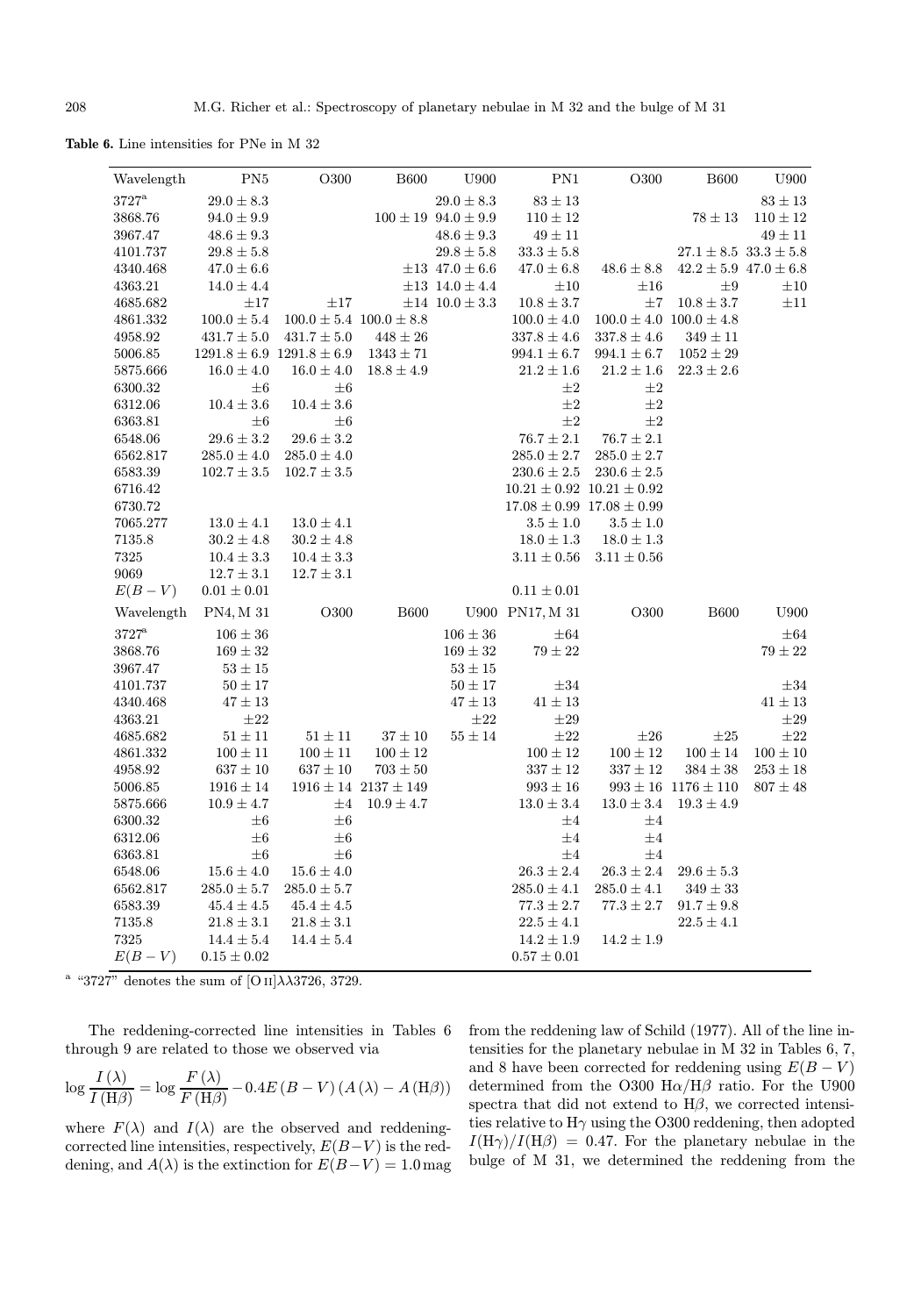**Table 6.** Line intensities for PNe in M 32

| Wavelength | PN5 | O300 | B600 | U900 | PN1 | O300 | B600 | U900 |
|---|---|---|---|---|---|---|---|---|
| 3727[a] | $29.0 \pm 8.3$ | | | $29.0 \pm 8.3$ | $83 \pm 13$ | | | $83 \pm 13$ |
| 3868.76 | $94.0 \pm 9.9$ | | $100 \pm 19$ | $94.0 \pm 9.9$ | $110 \pm 12$ | | $78 \pm 13$ | $110 \pm 12$ |
| 3967.47 | $48.6 \pm 9.3$ | | | $48.6 \pm 9.3$ | $49 \pm 11$ | | | $49 \pm 11$ |
| 4101.737 | $29.8 \pm 5.8$ | | | $29.8 \pm 5.8$ | $33.3 \pm 5.8$ | | $27.1 \pm 8.5$ | $33.3 \pm 5.8$ |
| 4340.468 | $47.0 \pm 6.6$ | | $\pm 13$ | $47.0 \pm 6.6$ | $47.0 \pm 6.8$ | $48.6 \pm 8.8$ | $42.2 \pm 5.9$ | $47.0 \pm 6.8$ |
| 4363.21 | $14.0 \pm 4.4$ | | $\pm 13$ | $14.0 \pm 4.4$ | $\pm 10$ | $\pm 16$ | $\pm 9$ | $\pm 10$ |
| 4685.682 | $\pm 17$ | $\pm 17$ | $\pm 14$ | $10.0 \pm 3.3$ | $10.8 \pm 3.7$ | $\pm 7$ | $10.8 \pm 3.7$ | $\pm 11$ |
| 4861.332 | $100.0 \pm 5.4$ | $100.0 \pm 5.4$ | $100.0 \pm 8.8$ | | $100.0 \pm 4.0$ | $100.0 \pm 4.0$ | $100.0 \pm 4.8$ | |
| 4958.92 | $431.7 \pm 5.0$ | $431.7 \pm 5.0$ | $448 \pm 26$ | | $337.8 \pm 4.6$ | $337.8 \pm 4.6$ | $349 \pm 11$ | |
| 5006.85 | $1291.8 \pm 6.9$ | $1291.8 \pm 6.9$ | $1343 \pm 71$ | | $994.1 \pm 6.7$ | $994.1 \pm 6.7$ | $1052 \pm 29$ | |
| 5875.666 | $16.0 \pm 4.0$ | $16.0 \pm 4.0$ | $18.8 \pm 4.9$ | | $21.2 \pm 1.6$ | $21.2 \pm 1.6$ | $22.3 \pm 2.6$ | |
| 6300.32 | $\pm 6$ | $\pm 6$ | | | $\pm 2$ | $\pm 2$ | | |
| 6312.06 | $10.4 \pm 3.6$ | $10.4 \pm 3.6$ | | | $\pm 2$ | $\pm 2$ | | |
| 6363.81 | $\pm 6$ | $\pm 6$ | | | $\pm 2$ | $\pm 2$ | | |
| 6548.06 | $29.6 \pm 3.2$ | $29.6 \pm 3.2$ | | | $76.7 \pm 2.1$ | $76.7 \pm 2.1$ | | |
| 6562.817 | $285.0 \pm 4.0$ | $285.0 \pm 4.0$ | | | $285.0 \pm 2.7$ | $285.0 \pm 2.7$ | | |
| 6583.39 | $102.7 \pm 3.5$ | $102.7 \pm 3.5$ | | | $230.6 \pm 2.5$ | $230.6 \pm 2.5$ | | |
| 6716.42 | | | | | $10.21 \pm 0.92$ | $10.21 \pm 0.92$ | | |
| 6730.72 | | | | | $17.08 \pm 0.99$ | $17.08 \pm 0.99$ | | |
| 7065.277 | $13.0 \pm 4.1$ | $13.0 \pm 4.1$ | | | $3.5 \pm 1.0$ | $3.5 \pm 1.0$ | | |
| 7135.8 | $30.2 \pm 4.8$ | $30.2 \pm 4.8$ | | | $18.0 \pm 1.3$ | $18.0 \pm 1.3$ | | |
| 7325 | $10.4 \pm 3.3$ | $10.4 \pm 3.3$ | | | $3.11 \pm 0.56$ | $3.11 \pm 0.56$ | | |
| 9069 | $12.7 \pm 3.1$ | $12.7 \pm 3.1$ | | | | | | |
| $E(B-V)$ | $0.01 \pm 0.01$ | | | | $0.11 \pm 0.01$ | | | |
| **Wavelength** | **PN4, M 31** | **O300** | **B600** | **U900** | **PN17, M 31** | **O300** | **B600** | **U900** |
| 3727[a] | $106 \pm 36$ | | | $106 \pm 36$ | $\pm 64$ | | | $\pm 64$ |
| 3868.76 | $169 \pm 32$ | | | $169 \pm 32$ | $79 \pm 22$ | | | $79 \pm 22$ |
| 3967.47 | $53 \pm 15$ | | | $53 \pm 15$ | | | | |
| 4101.737 | $50 \pm 17$ | | | $50 \pm 17$ | $\pm 34$ | | | $\pm 34$ |
| 4340.468 | $47 \pm 13$ | | | $47 \pm 13$ | $41 \pm 13$ | | | $41 \pm 13$ |
| 4363.21 | $\pm 22$ | | | $\pm 22$ | $\pm 29$ | | | $\pm 29$ |
| 4685.682 | $51 \pm 11$ | $51 \pm 11$ | $37 \pm 10$ | $55 \pm 14$ | $\pm 22$ | $\pm 26$ | $\pm 25$ | $\pm 22$ |
| 4861.332 | $100 \pm 11$ | $100 \pm 11$ | $100 \pm 12$ | | $100 \pm 12$ | $100 \pm 12$ | $100 \pm 14$ | $100 \pm 10$ |
| 4958.92 | $637 \pm 10$ | $637 \pm 10$ | $703 \pm 50$ | | $337 \pm 12$ | $337 \pm 12$ | $384 \pm 38$ | $253 \pm 18$ |
| 5006.85 | $1916 \pm 14$ | $1916 \pm 14$ | $2137 \pm 149$ | | $993 \pm 16$ | $993 \pm 16$ | $1176 \pm 110$ | $807 \pm 48$ |
| 5875.666 | $10.9 \pm 4.7$ | $\pm 4$ | $10.9 \pm 4.7$ | | $13.0 \pm 3.4$ | $13.0 \pm 3.4$ | $19.3 \pm 4.9$ | |
| 6300.32 | $\pm 6$ | $\pm 6$ | | | $\pm 4$ | $\pm 4$ | | |
| 6312.06 | $\pm 6$ | $\pm 6$ | | | $\pm 4$ | $\pm 4$ | | |
| 6363.81 | $\pm 6$ | $\pm 6$ | | | $\pm 4$ | $\pm 4$ | | |
| 6548.06 | $15.6 \pm 4.0$ | $15.6 \pm 4.0$ | | | $26.3 \pm 2.4$ | $26.3 \pm 2.4$ | $29.6 \pm 5.3$ | |
| 6562.817 | $285.0 \pm 5.7$ | $285.0 \pm 5.7$ | | | $285.0 \pm 4.1$ | $285.0 \pm 4.1$ | $349 \pm 33$ | |
| 6583.39 | $45.4 \pm 4.5$ | $45.4 \pm 4.5$ | | | $77.3 \pm 2.7$ | $77.3 \pm 2.7$ | $91.7 \pm 9.8$ | |
| 7135.8 | $21.8 \pm 3.1$ | $21.8 \pm 3.1$ | | | $22.5 \pm 4.1$ | | $22.5 \pm 4.1$ | |
| 7325 | $14.4 \pm 5.4$ | $14.4 \pm 5.4$ | | | $14.2 \pm 1.9$ | $14.2 \pm 1.9$ | | |
| $E(B-V)$ | $0.15 \pm 0.02$ | | | | $0.57 \pm 0.01$ | | | |

[a] "3727" denotes the sum of [O II]λλ3726, 3729.

The reddening-corrected line intensities in Tables 6 through 9 are related to those we observed via

$$\log \frac{I(\lambda)}{I(\mathrm{H}\beta)} = \log \frac{F(\lambda)}{F(\mathrm{H}\beta)} - 0.4E(B-V)\left(A(\lambda) - A(\mathrm{H}\beta)\right)$$

where $F(\lambda)$ and $I(\lambda)$ are the observed and reddening-corrected line intensities, respectively, $E(B-V)$ is the reddening, and $A(\lambda)$ is the extinction for $E(B-V) = 1.0$ mag from the reddening law of Schild (1977). All of the line intensities for the planetary nebulae in M 32 in Tables 6, 7, and 8 have been corrected for reddening using $E(B-V)$ determined from the O300 H$\alpha$/H$\beta$ ratio. For the U900 spectra that did not extend to H$\beta$, we corrected intensities relative to H$\gamma$ using the O300 reddening, then adopted $I(\mathrm{H}\gamma)/I(\mathrm{H}\beta) = 0.47$. For the planetary nebulae in the bulge of M 31, we determined the reddening from the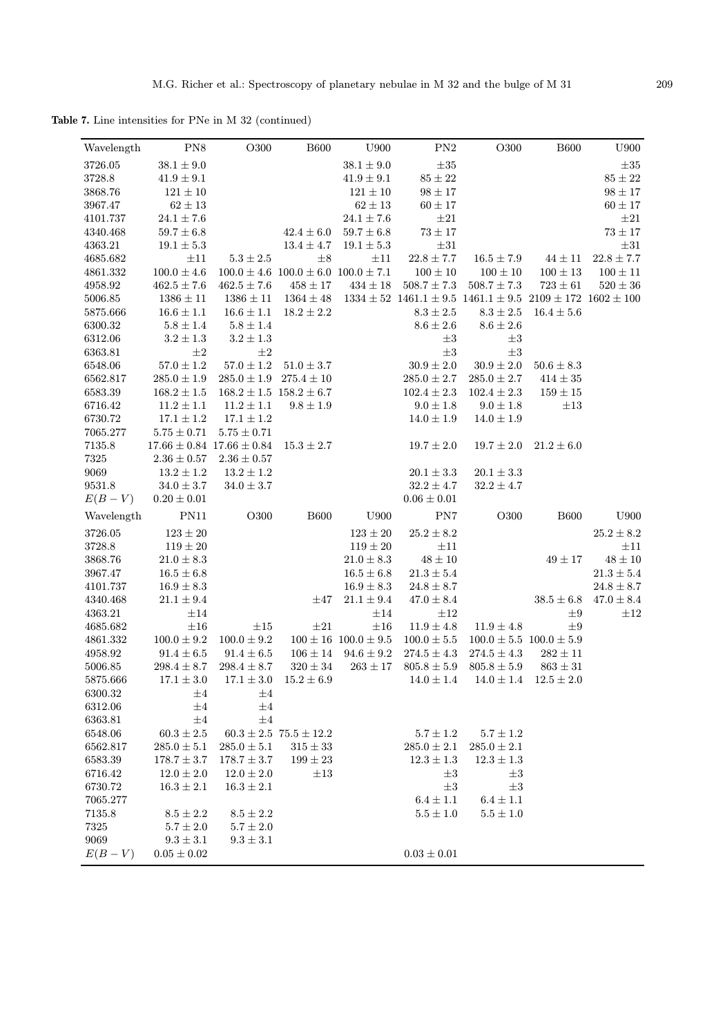**Table 7.** Line intensities for PNe in M 32 (continued)

| Wavelength | PN8 | O300 | B600 | U900 | PN2 | O300 | B600 | U900 |
|---|---|---|---|---|---|---|---|---|
| 3726.05 | $38.1 \pm 9.0$ | | | $38.1 \pm 9.0$ | $\pm 35$ | | | $\pm 35$ |
| 3728.8 | $41.9 \pm 9.1$ | | | $41.9 \pm 9.1$ | $85 \pm 22$ | | | $85 \pm 22$ |
| 3868.76 | $121 \pm 10$ | | | $121 \pm 10$ | $98 \pm 17$ | | | $98 \pm 17$ |
| 3967.47 | $62 \pm 13$ | | | $62 \pm 13$ | $60 \pm 17$ | | | $60 \pm 17$ |
| 4101.737 | $24.1 \pm 7.6$ | | | $24.1 \pm 7.6$ | $\pm 21$ | | | $\pm 21$ |
| 4340.468 | $59.7 \pm 6.8$ | | $42.4 \pm 6.0$ | $59.7 \pm 6.8$ | $73 \pm 17$ | | | $73 \pm 17$ |
| 4363.21 | $19.1 \pm 5.3$ | | $13.4 \pm 4.7$ | $19.1 \pm 5.3$ | $\pm 31$ | | | $\pm 31$ |
| 4685.682 | $\pm 11$ | $5.3 \pm 2.5$ | $\pm 8$ | $\pm 11$ | $22.8 \pm 7.7$ | $16.5 \pm 7.9$ | $44 \pm 11$ | $22.8 \pm 7.7$ |
| 4861.332 | $100.0 \pm 4.6$ | $100.0 \pm 4.6$ | $100.0 \pm 6.0$ | $100.0 \pm 7.1$ | $100 \pm 10$ | $100 \pm 10$ | $100 \pm 13$ | $100 \pm 11$ |
| 4958.92 | $462.5 \pm 7.6$ | $462.5 \pm 7.6$ | $458 \pm 17$ | $434 \pm 18$ | $508.7 \pm 7.3$ | $508.7 \pm 7.3$ | $723 \pm 61$ | $520 \pm 36$ |
| 5006.85 | $1386 \pm 11$ | $1386 \pm 11$ | $1364 \pm 48$ | $1334 \pm 52$ | $1461.1 \pm 9.5$ | $1461.1 \pm 9.5$ | $2109 \pm 172$ | $1602 \pm 100$ |
| 5875.666 | $16.6 \pm 1.1$ | $16.6 \pm 1.1$ | $18.2 \pm 2.2$ | | $8.3 \pm 2.5$ | $8.3 \pm 2.5$ | $16.4 \pm 5.6$ | |
| 6300.32 | $5.8 \pm 1.4$ | $5.8 \pm 1.4$ | | | $8.6 \pm 2.6$ | $8.6 \pm 2.6$ | | |
| 6312.06 | $3.2 \pm 1.3$ | $3.2 \pm 1.3$ | | | $\pm 3$ | $\pm 3$ | | |
| 6363.81 | $\pm 2$ | $\pm 2$ | | | $\pm 3$ | $\pm 3$ | | |
| 6548.06 | $57.0 \pm 1.2$ | $57.0 \pm 1.2$ | $51.0 \pm 3.7$ | | $30.9 \pm 2.0$ | $30.9 \pm 2.0$ | $50.6 \pm 8.3$ | |
| 6562.817 | $285.0 \pm 1.9$ | $285.0 \pm 1.9$ | $275.4 \pm 10$ | | $285.0 \pm 2.7$ | $285.0 \pm 2.7$ | $414 \pm 35$ | |
| 6583.39 | $168.2 \pm 1.5$ | $168.2 \pm 1.5$ | $158.2 \pm 6.7$ | | $102.4 \pm 2.3$ | $102.4 \pm 2.3$ | $159 \pm 15$ | |
| 6716.42 | $11.2 \pm 1.1$ | $11.2 \pm 1.1$ | $9.8 \pm 1.9$ | | $9.0 \pm 1.8$ | $9.0 \pm 1.8$ | $\pm 13$ | |
| 6730.72 | $17.1 \pm 1.2$ | $17.1 \pm 1.2$ | | | $14.0 \pm 1.9$ | $14.0 \pm 1.9$ | | |
| 7065.277 | $5.75 \pm 0.71$ | $5.75 \pm 0.71$ | | | | | | |
| 7135.8 | $17.66 \pm 0.84$ | $17.66 \pm 0.84$ | $15.3 \pm 2.7$ | | $19.7 \pm 2.0$ | $19.7 \pm 2.0$ | $21.2 \pm 6.0$ | |
| 7325 | $2.36 \pm 0.57$ | $2.36 \pm 0.57$ | | | | | | |
| 9069 | $13.2 \pm 1.2$ | $13.2 \pm 1.2$ | | | $20.1 \pm 3.3$ | $20.1 \pm 3.3$ | | |
| 9531.8 | $34.0 \pm 3.7$ | $34.0 \pm 3.7$ | | | $32.2 \pm 4.7$ | $32.2 \pm 4.7$ | | |
| $E(B-V)$ | $0.20 \pm 0.01$ | | | | $0.06 \pm 0.01$ | | | |
| **Wavelength** | **PN11** | **O300** | **B600** | **U900** | **PN7** | **O300** | **B600** | **U900** |
| 3726.05 | $123 \pm 20$ | | | $123 \pm 20$ | $25.2 \pm 8.2$ | | | $25.2 \pm 8.2$ |
| 3728.8 | $119 \pm 20$ | | | $119 \pm 20$ | $\pm 11$ | | | $\pm 11$ |
| 3868.76 | $21.0 \pm 8.3$ | | | $21.0 \pm 8.3$ | $48 \pm 10$ | | $49 \pm 17$ | $48 \pm 10$ |
| 3967.47 | $16.5 \pm 6.8$ | | | $16.5 \pm 6.8$ | $21.3 \pm 5.4$ | | | $21.3 \pm 5.4$ |
| 4101.737 | $16.9 \pm 8.3$ | | | $16.9 \pm 8.3$ | $24.8 \pm 8.7$ | | | $24.8 \pm 8.7$ |
| 4340.468 | $21.1 \pm 9.4$ | | $\pm 47$ | $21.1 \pm 9.4$ | $47.0 \pm 8.4$ | | $38.5 \pm 6.8$ | $47.0 \pm 8.4$ |
| 4363.21 | $\pm 14$ | | | $\pm 14$ | $\pm 12$ | | $\pm 9$ | $\pm 12$ |
| 4685.682 | $\pm 16$ | $\pm 15$ | $\pm 21$ | $\pm 16$ | $11.9 \pm 4.8$ | $11.9 \pm 4.8$ | $\pm 9$ | |
| 4861.332 | $100.0 \pm 9.2$ | $100.0 \pm 9.2$ | $100 \pm 16$ | $100.0 \pm 9.5$ | $100.0 \pm 5.5$ | $100.0 \pm 5.5$ | $100.0 \pm 5.9$ | |
| 4958.92 | $91.4 \pm 6.5$ | $91.4 \pm 6.5$ | $106 \pm 14$ | $94.6 \pm 9.2$ | $274.5 \pm 4.3$ | $274.5 \pm 4.3$ | $282 \pm 11$ | |
| 5006.85 | $298.4 \pm 8.7$ | $298.4 \pm 8.7$ | $320 \pm 34$ | $263 \pm 17$ | $805.8 \pm 5.9$ | $805.8 \pm 5.9$ | $863 \pm 31$ | |
| 5875.666 | $17.1 \pm 3.0$ | $17.1 \pm 3.0$ | $15.2 \pm 6.9$ | | $14.0 \pm 1.4$ | $14.0 \pm 1.4$ | $12.5 \pm 2.0$ | |
| 6300.32 | $\pm 4$ | $\pm 4$ | | | | | | |
| 6312.06 | $\pm 4$ | $\pm 4$ | | | | | | |
| 6363.81 | $\pm 4$ | $\pm 4$ | | | | | | |
| 6548.06 | $60.3 \pm 2.5$ | $60.3 \pm 2.5$ | $75.5 \pm 12.2$ | | $5.7 \pm 1.2$ | $5.7 \pm 1.2$ | | |
| 6562.817 | $285.0 \pm 5.1$ | $285.0 \pm 5.1$ | $315 \pm 33$ | | $285.0 \pm 2.1$ | $285.0 \pm 2.1$ | | |
| 6583.39 | $178.7 \pm 3.7$ | $178.7 \pm 3.7$ | $199 \pm 23$ | | $12.3 \pm 1.3$ | $12.3 \pm 1.3$ | | |
| 6716.42 | $12.0 \pm 2.0$ | $12.0 \pm 2.0$ | $\pm 13$ | | $\pm 3$ | $\pm 3$ | | |
| 6730.72 | $16.3 \pm 2.1$ | $16.3 \pm 2.1$ | | | $\pm 3$ | $\pm 3$ | | |
| 7065.277 | | | | | $6.4 \pm 1.1$ | $6.4 \pm 1.1$ | | |
| 7135.8 | $8.5 \pm 2.2$ | $8.5 \pm 2.2$ | | | $5.5 \pm 1.0$ | $5.5 \pm 1.0$ | | |
| 7325 | $5.7 \pm 2.0$ | $5.7 \pm 2.0$ | | | | | | |
| 9069 | $9.3 \pm 3.1$ | $9.3 \pm 3.1$ | | | | | | |
| $E(B-V)$ | $0.05 \pm 0.02$ | | | | $0.03 \pm 0.01$ | | | |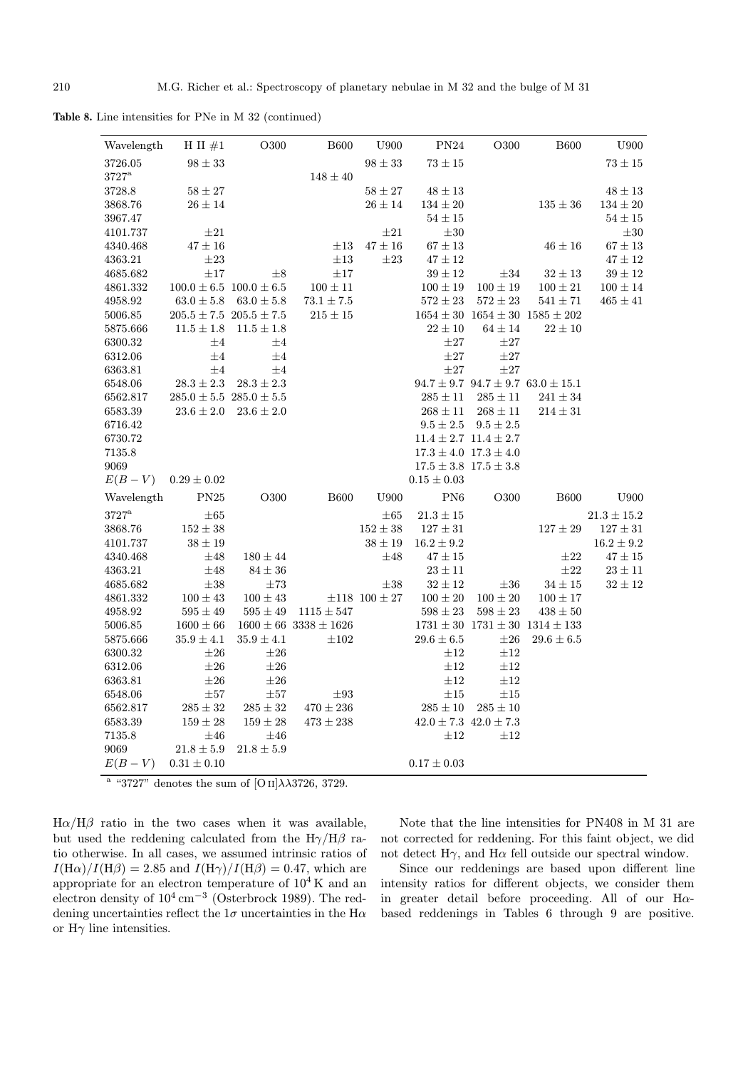**Table 8.** Line intensities for PNe in M 32 (continued)

| Wavelength | H II #1 | O300 | B600 | U900 | PN24 | O300 | B600 | U900 |
|---|---|---|---|---|---|---|---|---|
| 3726.05 | $98 \pm 33$ | | | $98 \pm 33$ | $73 \pm 15$ | | | $73 \pm 15$ |
| 3727[a] | | | $148 \pm 40$ | | | | | |
| 3728.8 | $58 \pm 27$ | | | $58 \pm 27$ | $48 \pm 13$ | | | $48 \pm 13$ |
| 3868.76 | $26 \pm 14$ | | | $26 \pm 14$ | $134 \pm 20$ | | $135 \pm 36$ | $134 \pm 20$ |
| 3967.47 | | | | | $54 \pm 15$ | | | $54 \pm 15$ |
| 4101.737 | $\pm 21$ | | | $\pm 21$ | $\pm 30$ | | | $\pm 30$ |
| 4340.468 | $47 \pm 16$ | | $\pm 13$ | $47 \pm 16$ | $67 \pm 13$ | | $46 \pm 16$ | $67 \pm 13$ |
| 4363.21 | $\pm 23$ | | $\pm 13$ | $\pm 23$ | $47 \pm 12$ | | | $47 \pm 12$ |
| 4685.682 | $\pm 17$ | $\pm 8$ | $\pm 17$ | | $39 \pm 12$ | $\pm 34$ | $32 \pm 13$ | $39 \pm 12$ |
| 4861.332 | $100.0 \pm 6.5$ | $100.0 \pm 6.5$ | $100 \pm 11$ | | $100 \pm 19$ | $100 \pm 19$ | $100 \pm 21$ | $100 \pm 14$ |
| 4958.92 | $63.0 \pm 5.8$ | $63.0 \pm 5.8$ | $73.1 \pm 7.5$ | | $572 \pm 23$ | $572 \pm 23$ | $541 \pm 71$ | $465 \pm 41$ |
| 5006.85 | $205.5 \pm 7.5$ | $205.5 \pm 7.5$ | $215 \pm 15$ | | $1654 \pm 30$ | $1654 \pm 30$ | $1585 \pm 202$ | |
| 5875.666 | $11.5 \pm 1.8$ | $11.5 \pm 1.8$ | | | $22 \pm 10$ | $64 \pm 14$ | $22 \pm 10$ | |
| 6300.32 | $\pm 4$ | $\pm 4$ | | | $\pm 27$ | $\pm 27$ | | |
| 6312.06 | $\pm 4$ | $\pm 4$ | | | $\pm 27$ | $\pm 27$ | | |
| 6363.81 | $\pm 4$ | $\pm 4$ | | | $\pm 27$ | $\pm 27$ | | |
| 6548.06 | $28.3 \pm 2.3$ | $28.3 \pm 2.3$ | | | $94.7 \pm 9.7$ | $94.7 \pm 9.7$ | $63.0 \pm 15.1$ | |
| 6562.817 | $285.0 \pm 5.5$ | $285.0 \pm 5.5$ | | | $285 \pm 11$ | $285 \pm 11$ | $241 \pm 34$ | |
| 6583.39 | $23.6 \pm 2.0$ | $23.6 \pm 2.0$ | | | $268 \pm 11$ | $268 \pm 11$ | $214 \pm 31$ | |
| 6716.42 | | | | | $9.5 \pm 2.5$ | $9.5 \pm 2.5$ | | |
| 6730.72 | | | | | $11.4 \pm 2.7$ | $11.4 \pm 2.7$ | | |
| 7135.8 | | | | | $17.3 \pm 4.0$ | $17.3 \pm 4.0$ | | |
| 9069 | | | | | $17.5 \pm 3.8$ | $17.5 \pm 3.8$ | | |
| $E(B-V)$ | $0.29 \pm 0.02$ | | | | $0.15 \pm 0.03$ | | | |
| **Wavelength** | **PN25** | **O300** | **B600** | **U900** | **PN6** | **O300** | **B600** | **U900** |
| 3727[a] | $\pm 65$ | | | $\pm 65$ | $21.3 \pm 15$ | | | $21.3 \pm 15.2$ |
| 3868.76 | $152 \pm 38$ | | | $152 \pm 38$ | $127 \pm 31$ | | $127 \pm 29$ | $127 \pm 31$ |
| 4101.737 | $38 \pm 19$ | | | $38 \pm 19$ | $16.2 \pm 9.2$ | | | $16.2 \pm 9.2$ |
| 4340.468 | $\pm 48$ | $180 \pm 44$ | | $\pm 48$ | $47 \pm 15$ | | $\pm 22$ | $47 \pm 15$ |
| 4363.21 | $\pm 48$ | $84 \pm 36$ | | $\pm 48$ | $23 \pm 11$ | | $\pm 22$ | $23 \pm 11$ |
| 4685.682 | $\pm 38$ | $\pm 73$ | | $\pm 38$ | $32 \pm 12$ | $\pm 36$ | $34 \pm 15$ | $32 \pm 12$ |
| 4861.332 | $100 \pm 43$ | $100 \pm 43$ | $\pm 118$ | $100 \pm 27$ | $100 \pm 20$ | $100 \pm 20$ | $100 \pm 17$ | |
| 4958.92 | $595 \pm 49$ | $595 \pm 49$ | $1115 \pm 547$ | | $598 \pm 23$ | $598 \pm 23$ | $438 \pm 50$ | |
| 5006.85 | $1600 \pm 66$ | $1600 \pm 66$ | $3338 \pm 1626$ | | $1731 \pm 30$ | $1731 \pm 30$ | $1314 \pm 133$ | |
| 5875.666 | $35.9 \pm 4.1$ | $35.9 \pm 4.1$ | $\pm 102$ | | $29.6 \pm 6.5$ | $\pm 26$ | $29.6 \pm 6.5$ | |
| 6300.32 | $\pm 26$ | $\pm 26$ | | | $\pm 12$ | $\pm 12$ | | |
| 6312.06 | $\pm 26$ | $\pm 26$ | | | $\pm 12$ | $\pm 12$ | | |
| 6363.81 | $\pm 26$ | $\pm 26$ | | | $\pm 12$ | $\pm 12$ | | |
| 6548.06 | $\pm 57$ | $\pm 57$ | $\pm 93$ | | $\pm 15$ | $\pm 15$ | | |
| 6562.817 | $285 \pm 32$ | $285 \pm 32$ | $470 \pm 236$ | | $285 \pm 10$ | $285 \pm 10$ | | |
| 6583.39 | $159 \pm 28$ | $159 \pm 28$ | $473 \pm 238$ | | $42.0 \pm 7.3$ | $42.0 \pm 7.3$ | | |
| 7135.8 | $\pm 46$ | $\pm 46$ | | | $\pm 12$ | $\pm 12$ | | |
| 9069 | $21.8 \pm 5.9$ | $21.8 \pm 5.9$ | | | | | | |
| $E(B-V)$ | $0.31 \pm 0.10$ | | | | $0.17 \pm 0.03$ | | | |

[a] "3727" denotes the sum of [O II]$\lambda\lambda$3726, 3729.

H$\alpha$/H$\beta$ ratio in the two cases when it was available, but used the reddening calculated from the H$\gamma$/H$\beta$ ratio otherwise. In all cases, we assumed intrinsic ratios of $I(\mathrm{H}\alpha)/I(\mathrm{H}\beta) = 2.85$ and $I(\mathrm{H}\gamma)/I(\mathrm{H}\beta) = 0.47$, which are appropriate for an electron temperature of $10^4$ K and an electron density of $10^4\,\mathrm{cm}^{-3}$ (Osterbrock 1989). The reddening uncertainties reflect the $1\sigma$ uncertainties in the H$\alpha$ or H$\gamma$ line intensities.

Note that the line intensities for PN408 in M 31 are not corrected for reddening. For this faint object, we did not detect H$\gamma$, and H$\alpha$ fell outside our spectral window.

Since our reddenings are based upon different line intensity ratios for different objects, we consider them in greater detail before proceeding. All of our H$\alpha$-based reddenings in Tables 6 through 9 are positive.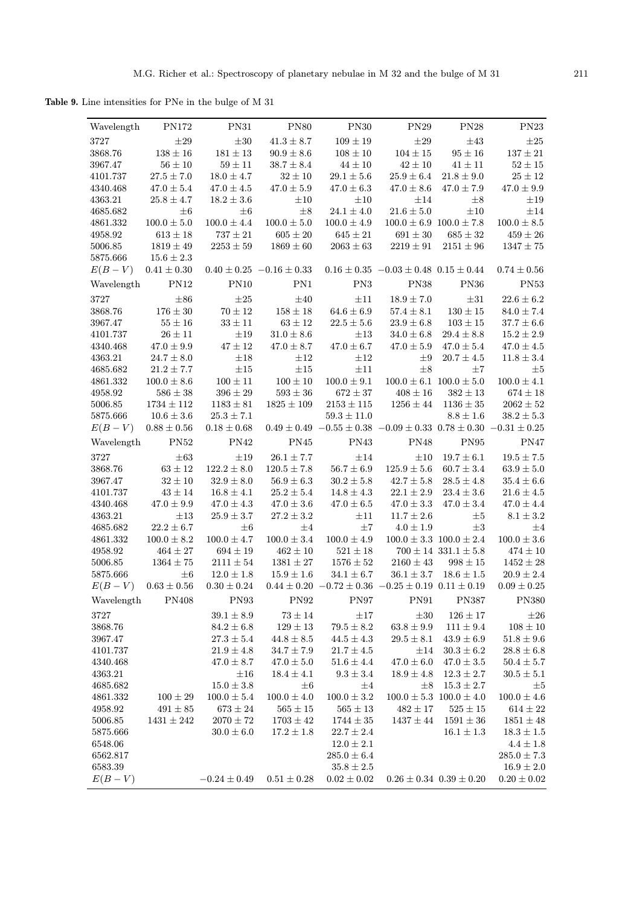**Table 9.** Line intensities for PNe in the bulge of M 31

| Wavelength | PN172 | PN31 | PN80 | PN30 | PN29 | PN28 | PN23 |
|---|---|---|---|---|---|---|---|
| 3727 | $\pm 29$ | $\pm 30$ | $41.3 \pm 8.7$ | $109 \pm 19$ | $\pm 29$ | $\pm 43$ | $\pm 25$ |
| 3868.76 | $138 \pm 16$ | $181 \pm 13$ | $90.9 \pm 8.6$ | $108 \pm 10$ | $104 \pm 15$ | $95 \pm 16$ | $137 \pm 21$ |
| 3967.47 | $56 \pm 10$ | $59 \pm 11$ | $38.7 \pm 8.4$ | $44 \pm 10$ | $42 \pm 10$ | $41 \pm 11$ | $52 \pm 15$ |
| 4101.737 | $27.5 \pm 7.0$ | $18.0 \pm 4.7$ | $32 \pm 10$ | $29.1 \pm 5.6$ | $25.9 \pm 6.4$ | $21.8 \pm 9.0$ | $25 \pm 12$ |
| 4340.468 | $47.0 \pm 5.4$ | $47.0 \pm 4.5$ | $47.0 \pm 5.9$ | $47.0 \pm 6.3$ | $47.0 \pm 8.6$ | $47.0 \pm 7.9$ | $47.0 \pm 9.9$ |
| 4363.21 | $25.8 \pm 4.7$ | $18.2 \pm 3.6$ | $\pm 10$ | $\pm 10$ | $\pm 14$ | $\pm 8$ | $\pm 19$ |
| 4685.682 | $\pm 6$ | $\pm 6$ | $\pm 8$ | $24.1 \pm 4.0$ | $21.6 \pm 5.0$ | $\pm 10$ | $\pm 14$ |
| 4861.332 | $100.0 \pm 5.0$ | $100.0 \pm 4.4$ | $100.0 \pm 5.0$ | $100.0 \pm 4.9$ | $100.0 \pm 6.9$ | $100.0 \pm 7.8$ | $100.0 \pm 8.5$ |
| 4958.92 | $613 \pm 18$ | $737 \pm 21$ | $605 \pm 20$ | $645 \pm 21$ | $691 \pm 30$ | $685 \pm 32$ | $459 \pm 26$ |
| 5006.85 | $1819 \pm 49$ | $2253 \pm 59$ | $1869 \pm 60$ | $2063 \pm 63$ | $2219 \pm 91$ | $2151 \pm 96$ | $1347 \pm 75$ |
| 5875.666 | $15.6 \pm 2.3$ | | | | | | |
| $E(B-V)$ | $0.41 \pm 0.30$ | $0.40 \pm 0.25$ | $-0.16 \pm 0.33$ | $0.16 \pm 0.35$ | $-0.03 \pm 0.48$ | $0.15 \pm 0.44$ | $0.74 \pm 0.56$ |
| Wavelength | PN12 | PN10 | PN1 | PN3 | PN38 | PN36 | PN53 |
| 3727 | $\pm 86$ | $\pm 25$ | $\pm 40$ | $\pm 11$ | $18.9 \pm 7.0$ | $\pm 31$ | $22.6 \pm 6.2$ |
| 3868.76 | $176 \pm 30$ | $70 \pm 12$ | $158 \pm 18$ | $64.6 \pm 6.9$ | $57.4 \pm 8.1$ | $130 \pm 15$ | $84.0 \pm 7.4$ |
| 3967.47 | $55 \pm 16$ | $33 \pm 11$ | $63 \pm 12$ | $22.5 \pm 5.6$ | $23.9 \pm 6.8$ | $103 \pm 15$ | $37.7 \pm 6.6$ |
| 4101.737 | $26 \pm 11$ | $\pm 19$ | $31.0 \pm 8.6$ | $\pm 13$ | $34.0 \pm 6.8$ | $29.4 \pm 8.8$ | $15.2 \pm 2.9$ |
| 4340.468 | $47.0 \pm 9.9$ | $47 \pm 12$ | $47.0 \pm 8.7$ | $47.0 \pm 6.7$ | $47.0 \pm 5.9$ | $47.0 \pm 5.4$ | $47.0 \pm 4.5$ |
| 4363.21 | $24.7 \pm 8.0$ | $\pm 18$ | $\pm 12$ | $\pm 12$ | $\pm 9$ | $20.7 \pm 4.5$ | $11.8 \pm 3.4$ |
| 4685.682 | $21.2 \pm 7.7$ | $\pm 15$ | $\pm 15$ | $\pm 11$ | $\pm 8$ | $\pm 7$ | $\pm 5$ |
| 4861.332 | $100.0 \pm 8.6$ | $100 \pm 11$ | $100 \pm 10$ | $100.0 \pm 9.1$ | $100.0 \pm 6.1$ | $100.0 \pm 5.0$ | $100.0 \pm 4.1$ |
| 4958.92 | $586 \pm 38$ | $396 \pm 29$ | $593 \pm 36$ | $672 \pm 37$ | $408 \pm 16$ | $382 \pm 13$ | $674 \pm 18$ |
| 5006.85 | $1734 \pm 112$ | $1183 \pm 81$ | $1825 \pm 109$ | $2153 \pm 115$ | $1256 \pm 44$ | $1136 \pm 35$ | $2062 \pm 52$ |
| 5875.666 | $10.6 \pm 3.6$ | $25.3 \pm 7.1$ | | $59.3 \pm 11.0$ | | $8.8 \pm 1.6$ | $38.2 \pm 5.3$ |
| $E(B-V)$ | $0.88 \pm 0.56$ | $0.18 \pm 0.68$ | $0.49 \pm 0.49$ | $-0.55 \pm 0.38$ | $-0.09 \pm 0.33$ | $0.78 \pm 0.30$ | $-0.31 \pm 0.25$ |
| Wavelength | PN52 | PN42 | PN45 | PN43 | PN48 | PN95 | PN47 |
| 3727 | $\pm 63$ | $\pm 19$ | $26.1 \pm 7.7$ | $\pm 14$ | $\pm 10$ | $19.7 \pm 6.1$ | $19.5 \pm 7.5$ |
| 3868.76 | $63 \pm 12$ | $122.2 \pm 8.0$ | $120.5 \pm 7.8$ | $56.7 \pm 6.9$ | $125.9 \pm 5.6$ | $60.7 \pm 3.4$ | $63.9 \pm 5.0$ |
| 3967.47 | $32 \pm 10$ | $32.9 \pm 8.0$ | $56.9 \pm 6.3$ | $30.2 \pm 5.8$ | $42.7 \pm 5.8$ | $28.5 \pm 4.8$ | $35.4 \pm 6.6$ |
| 4101.737 | $43 \pm 14$ | $16.8 \pm 4.1$ | $25.2 \pm 5.4$ | $14.8 \pm 4.3$ | $22.1 \pm 2.9$ | $23.4 \pm 3.6$ | $21.6 \pm 4.5$ |
| 4340.468 | $47.0 \pm 9.9$ | $47.0 \pm 4.3$ | $47.0 \pm 3.6$ | $47.0 \pm 6.5$ | $47.0 \pm 3.3$ | $47.0 \pm 3.4$ | $47.0 \pm 4.4$ |
| 4363.21 | $\pm 13$ | $25.9 \pm 3.7$ | $27.2 \pm 3.2$ | $\pm 11$ | $11.7 \pm 2.6$ | $\pm 5$ | $8.1 \pm 3.2$ |
| 4685.682 | $22.2 \pm 6.7$ | $\pm 6$ | $\pm 4$ | $\pm 7$ | $4.0 \pm 1.9$ | $\pm 3$ | $\pm 4$ |
| 4861.332 | $100.0 \pm 8.2$ | $100.0 \pm 4.7$ | $100.0 \pm 3.4$ | $100.0 \pm 4.9$ | $100.0 \pm 3.3$ | $100.0 \pm 2.4$ | $100.0 \pm 3.6$ |
| 4958.92 | $464 \pm 27$ | $694 \pm 19$ | $462 \pm 10$ | $521 \pm 18$ | $700 \pm 14$ | $331.1 \pm 5.8$ | $474 \pm 10$ |
| 5006.85 | $1364 \pm 75$ | $2111 \pm 54$ | $1381 \pm 27$ | $1576 \pm 52$ | $2160 \pm 43$ | $998 \pm 15$ | $1452 \pm 28$ |
| 5875.666 | $\pm 6$ | $12.0 \pm 1.8$ | $15.9 \pm 1.6$ | $34.1 \pm 6.7$ | $36.1 \pm 3.7$ | $18.6 \pm 1.5$ | $20.9 \pm 2.4$ |
| $E(B-V)$ | $0.63 \pm 0.56$ | $0.30 \pm 0.24$ | $0.44 \pm 0.20$ | $-0.72 \pm 0.36$ | $-0.25 \pm 0.19$ | $0.11 \pm 0.19$ | $0.09 \pm 0.25$ |
| Wavelength | PN408 | PN93 | PN92 | PN97 | PN91 | PN387 | PN380 |
| 3727 | | $39.1 \pm 8.9$ | $73 \pm 14$ | $\pm 17$ | $\pm 30$ | $126 \pm 17$ | $\pm 26$ |
| 3868.76 | | $84.2 \pm 6.8$ | $129 \pm 13$ | $79.5 \pm 8.2$ | $63.8 \pm 9.9$ | $111 \pm 9.4$ | $108 \pm 10$ |
| 3967.47 | | $27.3 \pm 5.4$ | $44.8 \pm 8.5$ | $44.5 \pm 4.3$ | $29.5 \pm 8.1$ | $43.9 \pm 6.9$ | $51.8 \pm 9.6$ |
| 4101.737 | | $21.9 \pm 4.8$ | $34.7 \pm 7.9$ | $21.7 \pm 4.5$ | $\pm 14$ | $30.3 \pm 6.2$ | $28.8 \pm 6.8$ |
| 4340.468 | | $47.0 \pm 8.7$ | $47.0 \pm 5.0$ | $51.6 \pm 4.4$ | $47.0 \pm 6.0$ | $47.0 \pm 3.5$ | $50.4 \pm 5.7$ |
| 4363.21 | | $\pm 16$ | $18.4 \pm 4.1$ | $9.3 \pm 3.4$ | $18.9 \pm 4.8$ | $12.3 \pm 2.7$ | $30.5 \pm 5.1$ |
| 4685.682 | | $15.0 \pm 3.8$ | $\pm 6$ | $\pm 4$ | $\pm 8$ | $15.3 \pm 2.7$ | $\pm 5$ |
| 4861.332 | $100 \pm 29$ | $100.0 \pm 5.4$ | $100.0 \pm 4.0$ | $100.0 \pm 3.2$ | $100.0 \pm 5.3$ | $100.0 \pm 4.0$ | $100.0 \pm 4.6$ |
| 4958.92 | $491 \pm 85$ | $673 \pm 24$ | $565 \pm 15$ | $565 \pm 13$ | $482 \pm 17$ | $525 \pm 15$ | $614 \pm 22$ |
| 5006.85 | $1431 \pm 242$ | $2070 \pm 72$ | $1703 \pm 42$ | $1744 \pm 35$ | $1437 \pm 44$ | $1591 \pm 36$ | $1851 \pm 48$ |
| 5875.666 | | $30.0 \pm 6.0$ | $17.2 \pm 1.8$ | $22.7 \pm 2.4$ | | $16.1 \pm 1.3$ | $18.3 \pm 1.5$ |
| 6548.06 | | | | $12.0 \pm 2.1$ | | | $4.4 \pm 1.8$ |
| 6562.817 | | | | $285.0 \pm 6.4$ | | | $285.0 \pm 7.3$ |
| 6583.39 | | | | $35.8 \pm 2.5$ | | | $16.9 \pm 2.0$ |
| $E(B-V)$ | | $-0.24 \pm 0.49$ | $0.51 \pm 0.28$ | $0.02 \pm 0.02$ | $0.26 \pm 0.34$ | $0.39 \pm 0.20$ | $0.20 \pm 0.02$ |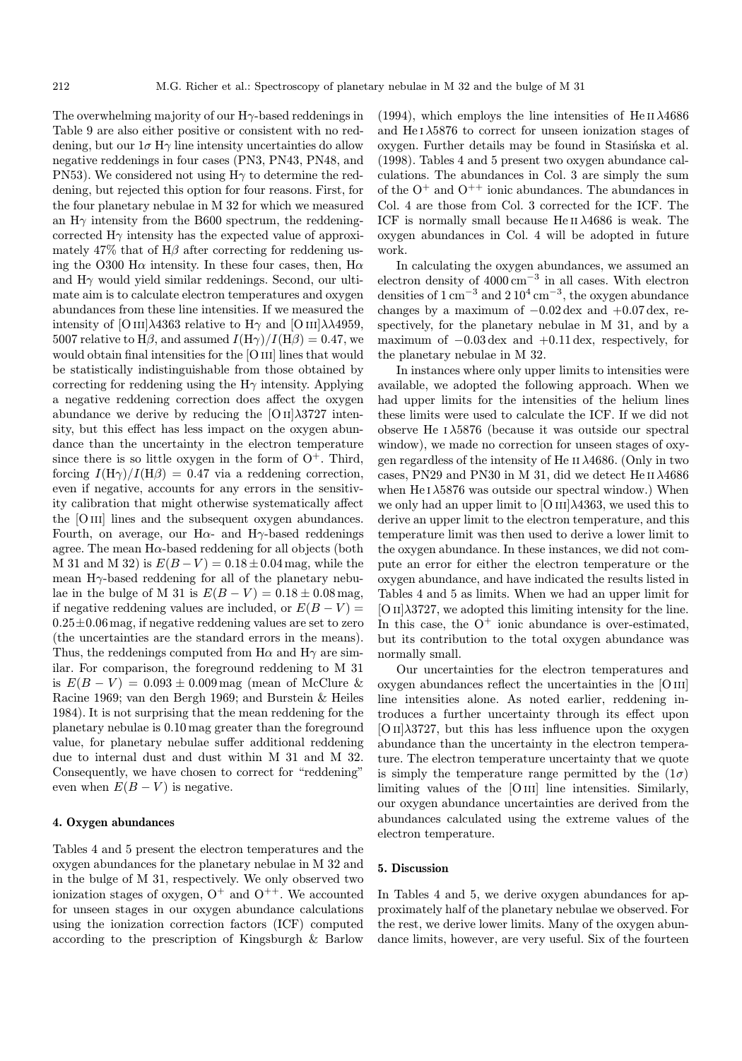The overwhelming majority of our Hγ-based reddenings in Table 9 are also either positive or consistent with no reddening, but our $1\sigma$ Hγ line intensity uncertainties do allow negative reddenings in four cases (PN3, PN43, PN48, and PN53). We considered not using Hγ to determine the reddening, but rejected this option for four reasons. First, for the four planetary nebulae in M 32 for which we measured an Hγ intensity from the B600 spectrum, the reddening-corrected Hγ intensity has the expected value of approximately 47% that of Hβ after correcting for reddening using the O300 Hα intensity. In these four cases, then, Hα and Hγ would yield similar reddenings. Second, our ultimate aim is to calculate electron temperatures and oxygen abundances from these line intensities. If we measured the intensity of [O III]λ4363 relative to Hγ and [O III]λλ4959, 5007 relative to Hβ, and assumed $I(\mathrm{H}\gamma)/I(\mathrm{H}\beta) = 0.47$, we would obtain final intensities for the [O III] lines that would be statistically indistinguishable from those obtained by correcting for reddening using the Hγ intensity. Applying a negative reddening correction does affect the oxygen abundance we derive by reducing the [O II]λ3727 intensity, but this effect has less impact on the oxygen abundance than the uncertainty in the electron temperature since there is so little oxygen in the form of $\mathrm{O}^+$. Third, forcing $I(\mathrm{H}\gamma)/I(\mathrm{H}\beta) = 0.47$ via a reddening correction, even if negative, accounts for any errors in the sensitivity calibration that might otherwise systematically affect the [O III] lines and the subsequent oxygen abundances. Fourth, on average, our Hα- and Hγ-based reddenings agree. The mean Hα-based reddening for all objects (both M 31 and M 32) is $E(B-V) = 0.18 \pm 0.04$ mag, while the mean Hγ-based reddening for all of the planetary nebulae in the bulge of M 31 is $E(B-V) = 0.18 \pm 0.08$ mag, if negative reddening values are included, or $E(B-V) = 0.25 \pm 0.06$ mag, if negative reddening values are set to zero (the uncertainties are the standard errors in the means). Thus, the reddenings computed from Hα and Hγ are similar. For comparison, the foreground reddening to M 31 is $E(B-V) = 0.093 \pm 0.009$ mag (mean of McClure & Racine 1969; van den Bergh 1969; and Burstein & Heiles 1984). It is not surprising that the mean reddening for the planetary nebulae is 0.10 mag greater than the foreground value, for planetary nebulae suffer additional reddening due to internal dust and dust within M 31 and M 32. Consequently, we have chosen to correct for "reddening" even when $E(B-V)$ is negative.

## 4. Oxygen abundances

Tables 4 and 5 present the electron temperatures and the oxygen abundances for the planetary nebulae in M 32 and in the bulge of M 31, respectively. We only observed two ionization stages of oxygen, $\mathrm{O}^+$ and $\mathrm{O}^{++}$. We accounted for unseen stages in our oxygen abundance calculations using the ionization correction factors (ICF) computed according to the prescription of Kingsburgh & Barlow (1994), which employs the line intensities of He II λ4686 and He I λ5876 to correct for unseen ionization stages of oxygen. Further details may be found in Stasińska et al. (1998). Tables 4 and 5 present two oxygen abundance calculations. The abundances in Col. 3 are simply the sum of the $\mathrm{O}^+$ and $\mathrm{O}^{++}$ ionic abundances. The abundances in Col. 4 are those from Col. 3 corrected for the ICF. The ICF is normally small because He II λ4686 is weak. The oxygen abundances in Col. 4 will be adopted in future work.

In calculating the oxygen abundances, we assumed an electron density of $4000\,\mathrm{cm}^{-3}$ in all cases. With electron densities of $1\,\mathrm{cm}^{-3}$ and $2\,10^4\,\mathrm{cm}^{-3}$, the oxygen abundance changes by a maximum of $-0.02$ dex and $+0.07$ dex, respectively, for the planetary nebulae in M 31, and by a maximum of $-0.03$ dex and $+0.11$ dex, respectively, for the planetary nebulae in M 32.

In instances where only upper limits to intensities were available, we adopted the following approach. When we had upper limits for the intensities of the helium lines these limits were used to calculate the ICF. If we did not observe He I λ5876 (because it was outside our spectral window), we made no correction for unseen stages of oxygen regardless of the intensity of He II λ4686. (Only in two cases, PN29 and PN30 in M 31, did we detect He II λ4686 when He I λ5876 was outside our spectral window.) When we only had an upper limit to [O III]λ4363, we used this to derive an upper limit to the electron temperature, and this temperature limit was then used to derive a lower limit to the oxygen abundance. In these instances, we did not compute an error for either the electron temperature or the oxygen abundance, and have indicated the results listed in Tables 4 and 5 as limits. When we had an upper limit for [O II]λ3727, we adopted this limiting intensity for the line. In this case, the $\mathrm{O}^+$ ionic abundance is over-estimated, but its contribution to the total oxygen abundance was normally small.

Our uncertainties for the electron temperatures and oxygen abundances reflect the uncertainties in the [O III] line intensities alone. As noted earlier, reddening introduces a further uncertainty through its effect upon [O II]λ3727, but this has less influence upon the oxygen abundance than the uncertainty in the electron temperature. The electron temperature uncertainty that we quote is simply the temperature range permitted by the ($1\sigma$) limiting values of the [O III] line intensities. Similarly, our oxygen abundance uncertainties are derived from the abundances calculated using the extreme values of the electron temperature.

## 5. Discussion

In Tables 4 and 5, we derive oxygen abundances for approximately half of the planetary nebulae we observed. For the rest, we derive lower limits. Many of the oxygen abundance limits, however, are very useful. Six of the fourteen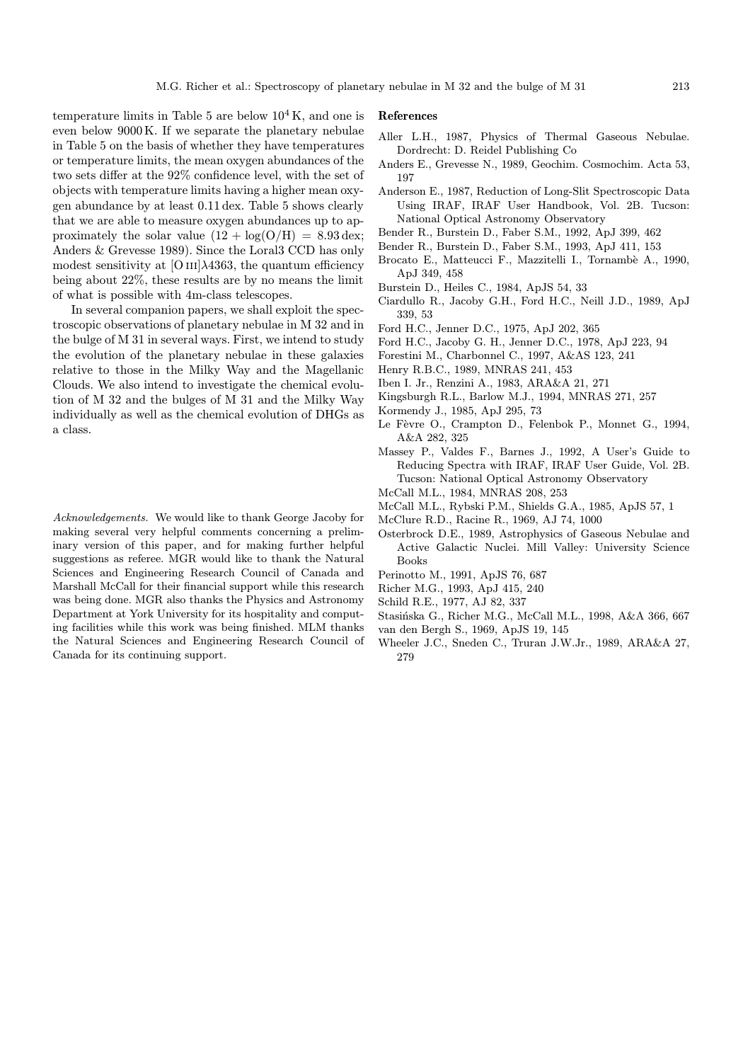temperature limits in Table 5 are below $10^4$ K, and one is even below 9000 K. If we separate the planetary nebulae in Table 5 on the basis of whether they have temperatures or temperature limits, the mean oxygen abundances of the two sets differ at the 92% confidence level, with the set of objects with temperature limits having a higher mean oxygen abundance by at least 0.11 dex. Table 5 shows clearly that we are able to measure oxygen abundances up to approximately the solar value ($12 + \log(\mathrm{O/H}) = 8.93$ dex; Anders & Grevesse 1989). Since the Loral3 CCD has only modest sensitivity at [O III]λ4363, the quantum efficiency being about 22%, these results are by no means the limit of what is possible with 4m-class telescopes.

In several companion papers, we shall exploit the spectroscopic observations of planetary nebulae in M 32 and in the bulge of M 31 in several ways. First, we intend to study the evolution of the planetary nebulae in these galaxies relative to those in the Milky Way and the Magellanic Clouds. We also intend to investigate the chemical evolution of M 32 and the bulges of M 31 and the Milky Way individually as well as the chemical evolution of DHGs as a class.

*Acknowledgements.* We would like to thank George Jacoby for making several very helpful comments concerning a preliminary version of this paper, and for making further helpful suggestions as referee. MGR would like to thank the Natural Sciences and Engineering Research Council of Canada and Marshall McCall for their financial support while this research was being done. MGR also thanks the Physics and Astronomy Department at York University for its hospitality and computing facilities while this work was being finished. MLM thanks the Natural Sciences and Engineering Research Council of Canada for its continuing support.

## References

Aller L.H., 1987, Physics of Thermal Gaseous Nebulae. Dordrecht: D. Reidel Publishing Co

Anders E., Grevesse N., 1989, Geochim. Cosmochim. Acta 53, 197

Anderson E., 1987, Reduction of Long-Slit Spectroscopic Data Using IRAF, IRAF User Handbook, Vol. 2B. Tucson: National Optical Astronomy Observatory

Bender R., Burstein D., Faber S.M., 1992, ApJ 399, 462

Bender R., Burstein D., Faber S.M., 1993, ApJ 411, 153

Brocato E., Matteucci F., Mazzitelli I., Tornambè A., 1990, ApJ 349, 458

Burstein D., Heiles C., 1984, ApJS 54, 33

Ciardullo R., Jacoby G.H., Ford H.C., Neill J.D., 1989, ApJ 339, 53

Ford H.C., Jenner D.C., 1975, ApJ 202, 365

Ford H.C., Jacoby G. H., Jenner D.C., 1978, ApJ 223, 94

Forestini M., Charbonnel C., 1997, A&AS 123, 241

Henry R.B.C., 1989, MNRAS 241, 453

Iben I. Jr., Renzini A., 1983, ARA&A 21, 271

Kingsburgh R.L., Barlow M.J., 1994, MNRAS 271, 257

Kormendy J., 1985, ApJ 295, 73

Le Fèvre O., Crampton D., Felenbok P., Monnet G., 1994, A&A 282, 325

Massey P., Valdes F., Barnes J., 1992, A User's Guide to Reducing Spectra with IRAF, IRAF User Guide, Vol. 2B. Tucson: National Optical Astronomy Observatory

McCall M.L., 1984, MNRAS 208, 253

McCall M.L., Rybski P.M., Shields G.A., 1985, ApJS 57, 1

McClure R.D., Racine R., 1969, AJ 74, 1000

Osterbrock D.E., 1989, Astrophysics of Gaseous Nebulae and Active Galactic Nuclei. Mill Valley: University Science Books

Perinotto M., 1991, ApJS 76, 687

Richer M.G., 1993, ApJ 415, 240

Schild R.E., 1977, AJ 82, 337

Stasińska G., Richer M.G., McCall M.L., 1998, A&A 366, 667

van den Bergh S., 1969, ApJS 19, 145

Wheeler J.C., Sneden C., Truran J.W.Jr., 1989, ARA&A 27, 279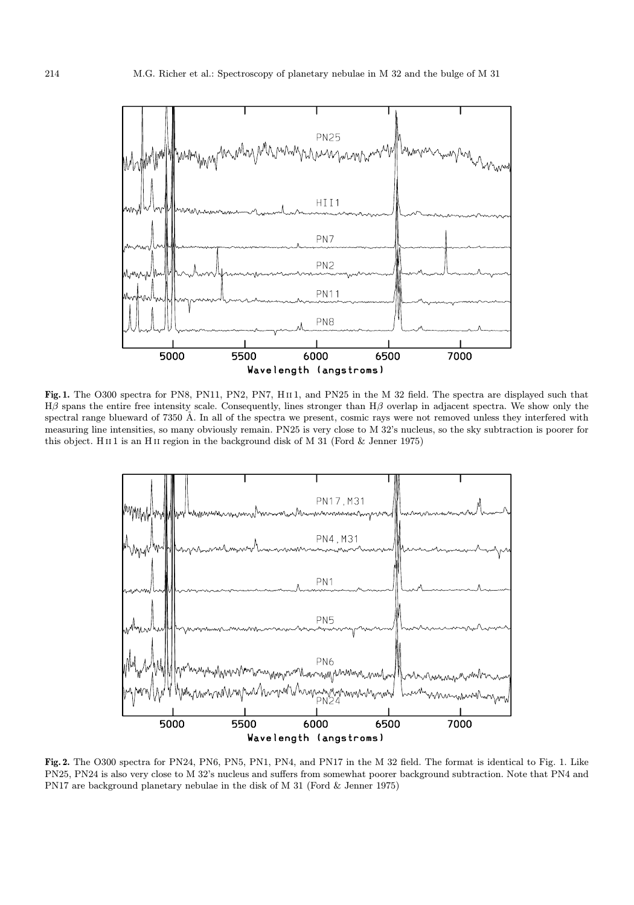**Fig. 1.** The O300 spectra for PN8, PN11, PN2, PN7, H II 1, and PN25 in the M 32 field. The spectra are displayed such that Hβ spans the entire free intensity scale. Consequently, lines stronger than Hβ overlap in adjacent spectra. We show only the spectral range blueward of 7350 Å. In all of the spectra we present, cosmic rays were not removed unless they interfered with measuring line intensities, so many obviously remain. PN25 is very close to M 32's nucleus, so the sky subtraction is poorer for this object. H II 1 is an H II region in the background disk of M 31 (Ford & Jenner 1975)

**Fig. 2.** The O300 spectra for PN24, PN6, PN5, PN1, PN4, and PN17 in the M 32 field. The format is identical to Fig. 1. Like PN25, PN24 is also very close to M 32's nucleus and suffers from somewhat poorer background subtraction. Note that PN4 and PN17 are background planetary nebulae in the disk of M 31 (Ford & Jenner 1975)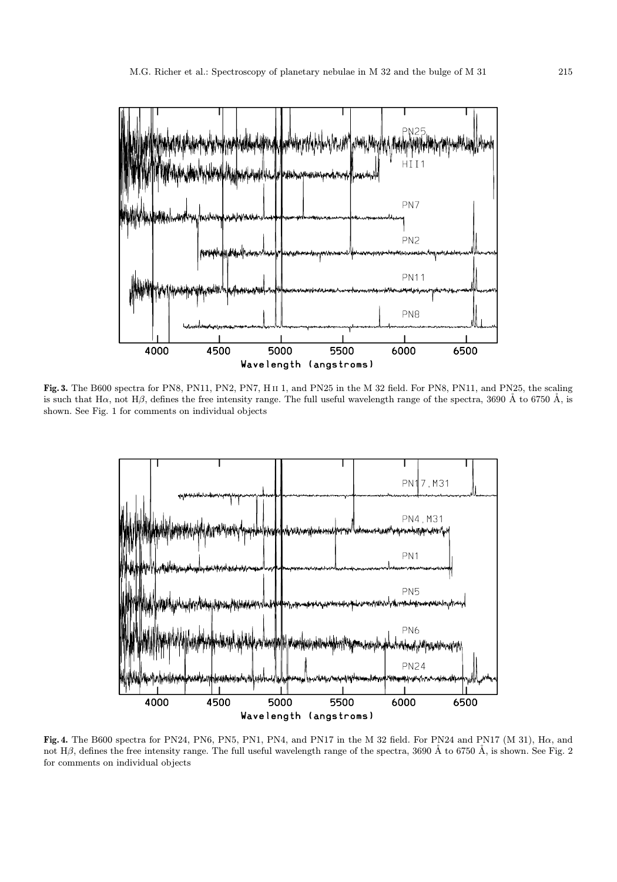**Fig. 3.** The B600 spectra for PN8, PN11, PN2, PN7, H ii 1, and PN25 in the M 32 field. For PN8, PN11, and PN25, the scaling is such that Hα, not Hβ, defines the free intensity range. The full useful wavelength range of the spectra, 3690 Å to 6750 Å, is shown. See Fig. 1 for comments on individual objects

**Fig. 4.** The B600 spectra for PN24, PN6, PN5, PN1, PN4, and PN17 in the M 32 field. For PN24 and PN17 (M 31), Hα, and not Hβ, defines the free intensity range. The full useful wavelength range of the spectra, 3690 Å to 6750 Å, is shown. See Fig. 2 for comments on individual objects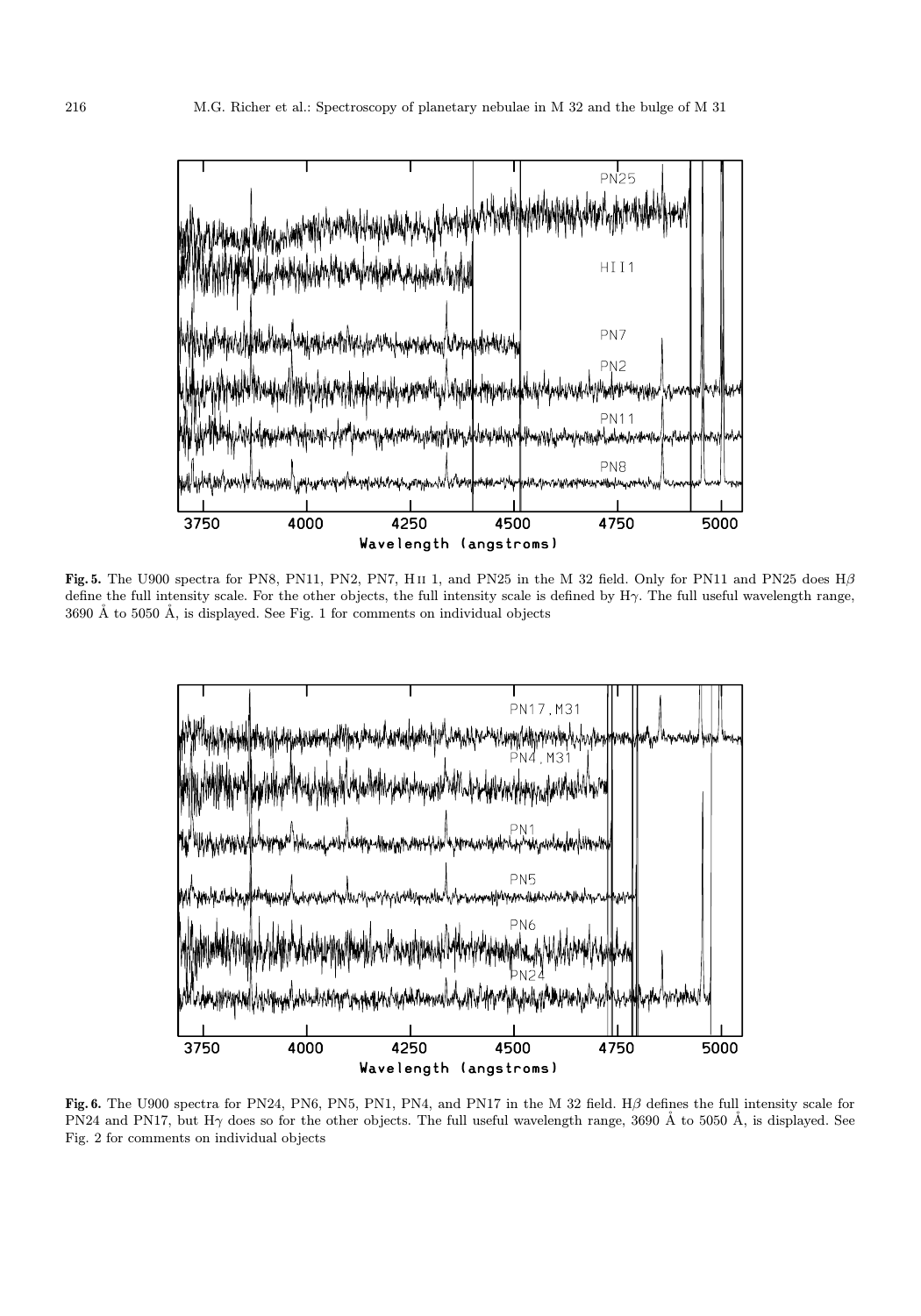**Fig. 5.** The U900 spectra for PN8, PN11, PN2, PN7, H II 1, and PN25 in the M 32 field. Only for PN11 and PN25 does H$\beta$ define the full intensity scale. For the other objects, the full intensity scale is defined by H$\gamma$. The full useful wavelength range, 3690 Å to 5050 Å, is displayed. See Fig. 1 for comments on individual objects

**Fig. 6.** The U900 spectra for PN24, PN6, PN5, PN1, PN4, and PN17 in the M 32 field. H$\beta$ defines the full intensity scale for PN24 and PN17, but H$\gamma$ does so for the other objects. The full useful wavelength range, 3690 Å to 5050 Å, is displayed. See Fig. 2 for comments on individual objects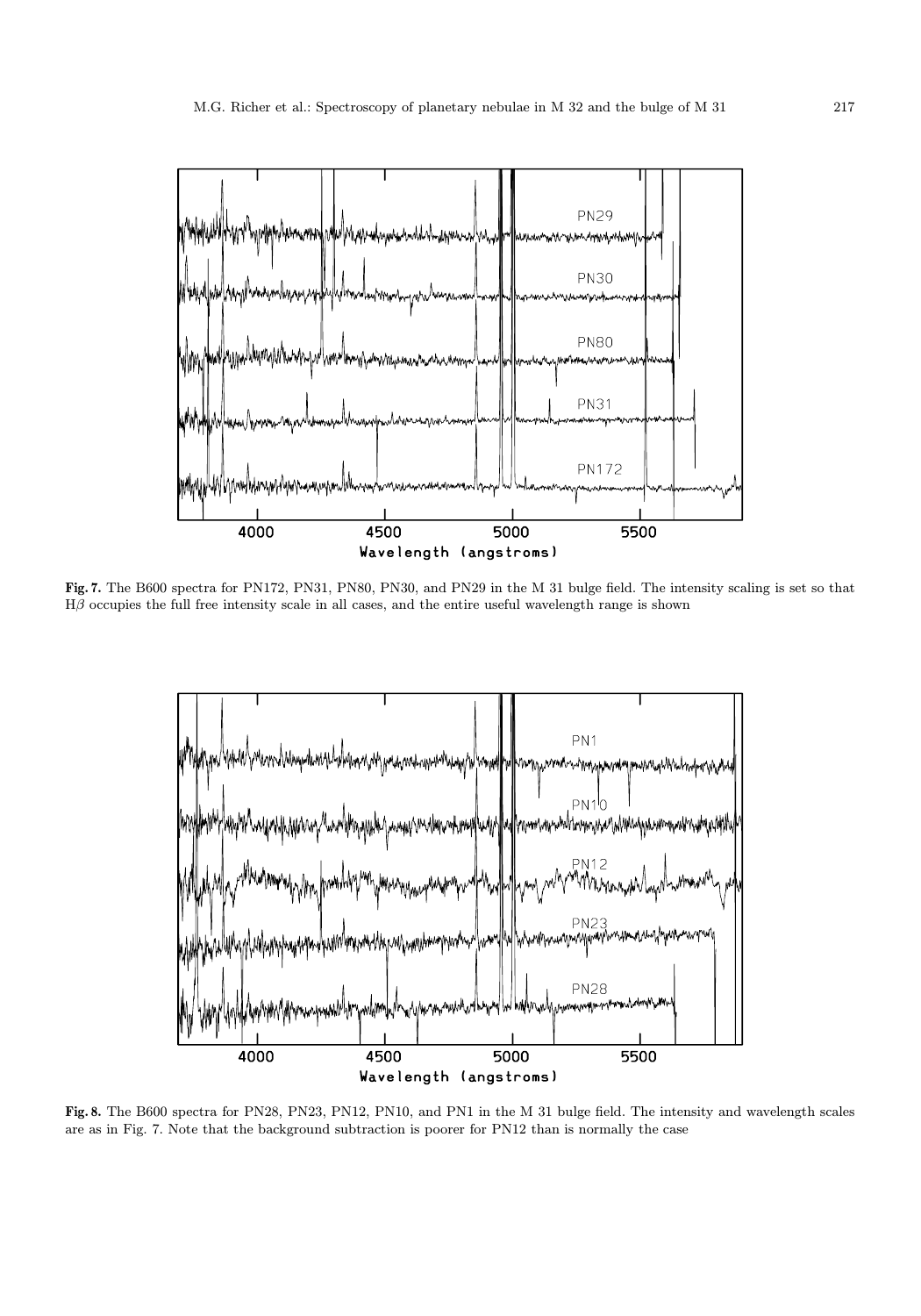**Fig. 7.** The B600 spectra for PN172, PN31, PN80, PN30, and PN29 in the M 31 bulge field. The intensity scaling is set so that H$\beta$ occupies the full free intensity scale in all cases, and the entire useful wavelength range is shown

**Fig. 8.** The B600 spectra for PN28, PN23, PN12, PN10, and PN1 in the M 31 bulge field. The intensity and wavelength scales are as in Fig. 7. Note that the background subtraction is poorer for PN12 than is normally the case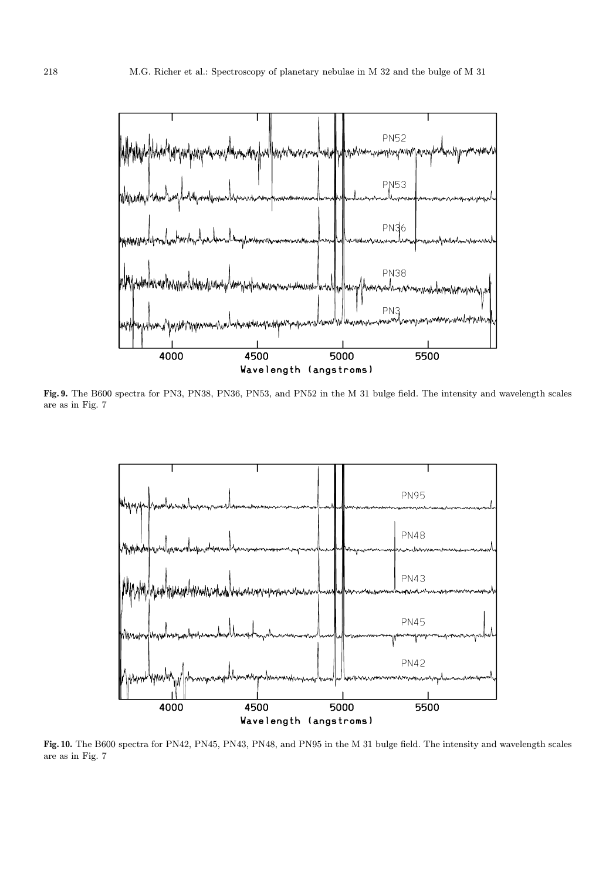**Fig. 9.** The B600 spectra for PN3, PN38, PN36, PN53, and PN52 in the M 31 bulge field. The intensity and wavelength scales are as in Fig. 7

**Fig. 10.** The B600 spectra for PN42, PN45, PN43, PN48, and PN95 in the M 31 bulge field. The intensity and wavelength scales are as in Fig. 7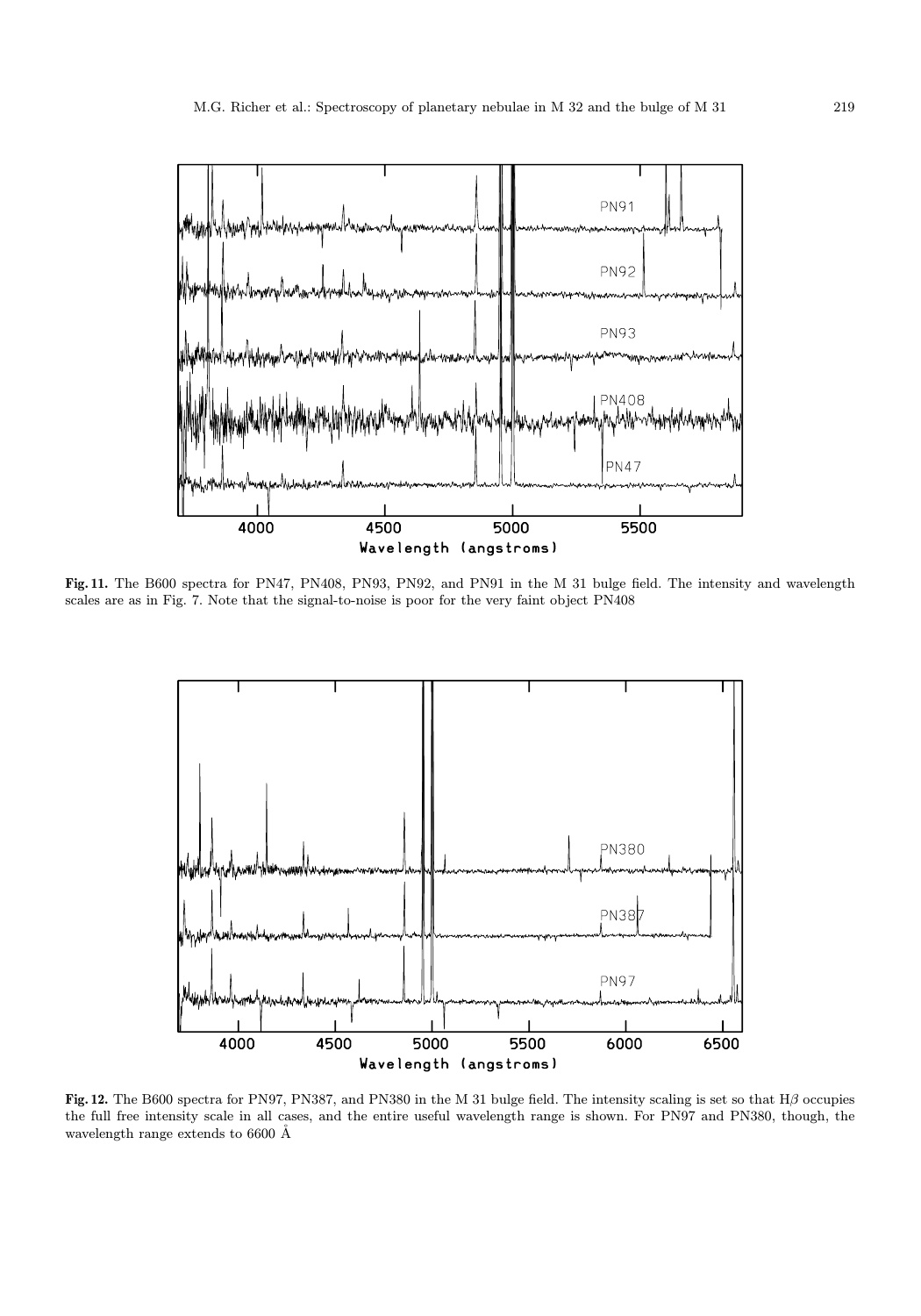PN91

PN92

PN93

PN408

PN47

4000

4500

5000

5500

Wavelength (angstroms)

**Fig. 11.** The B600 spectra for PN47, PN408, PN93, PN92, and PN91 in the M 31 bulge field. The intensity and wavelength scales are as in Fig. 7. Note that the signal-to-noise is poor for the very faint object PN408

PN380

PN387

PN97

4000

4500

5000

5500

6000

6500

Wavelength (angstroms)

**Fig. 12.** The B600 spectra for PN97, PN387, and PN380 in the M 31 bulge field. The intensity scaling is set so that H$\beta$ occupies the full free intensity scale in all cases, and the entire useful wavelength range is shown. For PN97 and PN380, though, the wavelength range extends to 6600 Å